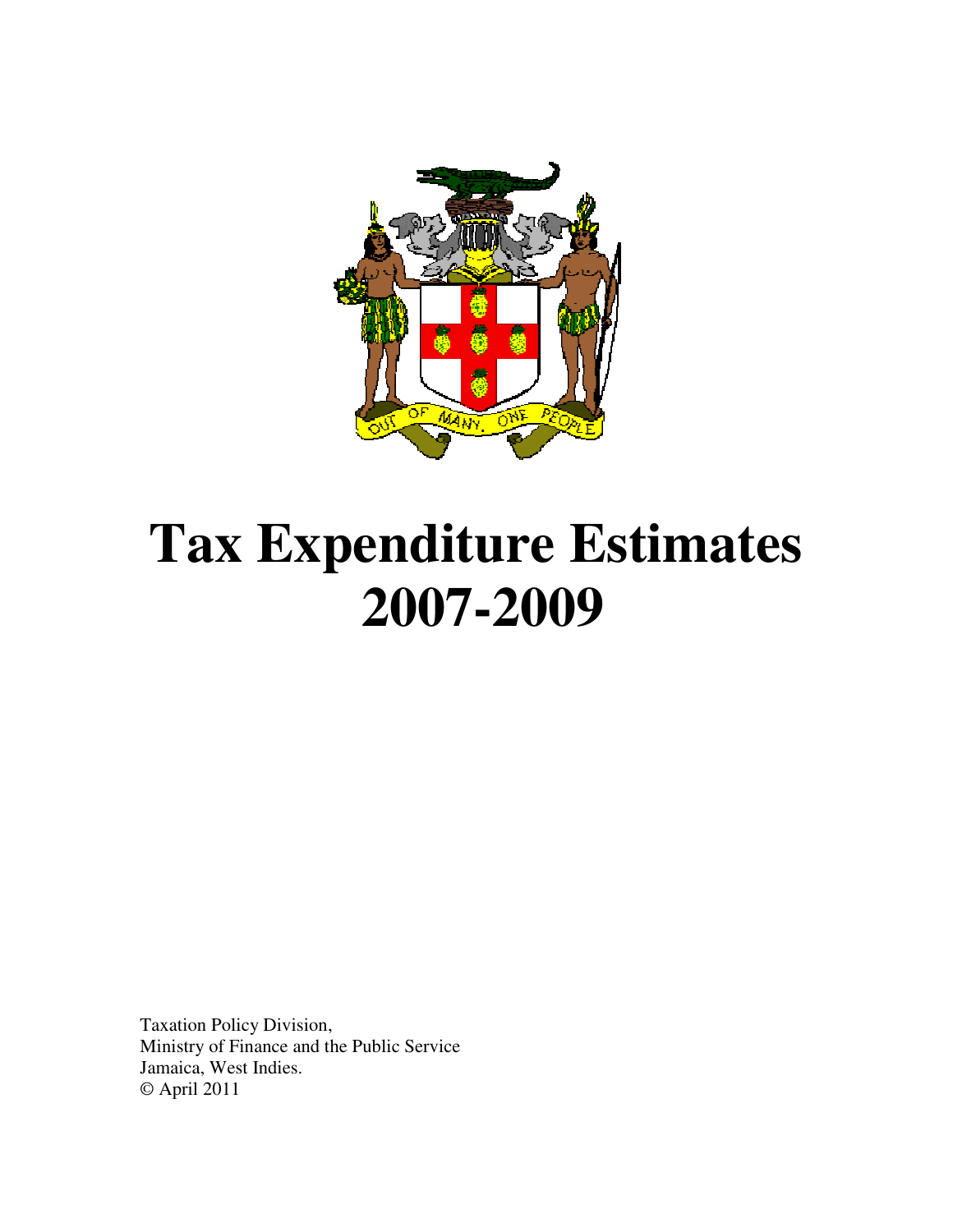# Tax Expenditure Estimates 2007-2009

Taxation Policy Division,
Ministry of Finance and the Public Service
Jamaica, West Indies.
© April 2011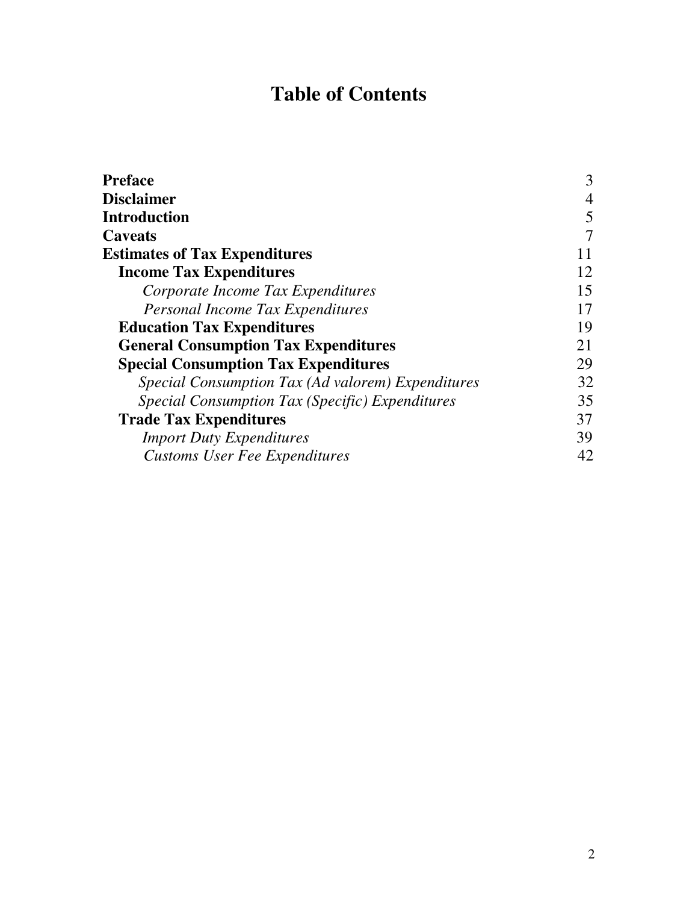# Table of Contents

| | |
|---|---|
| **Preface** | 3 |
| **Disclaimer** | 4 |
| **Introduction** | 5 |
| **Caveats** | 7 |
| **Estimates of Tax Expenditures** | 11 |
| **Income Tax Expenditures** | 12 |
| *Corporate Income Tax Expenditures* | 15 |
| *Personal Income Tax Expenditures* | 17 |
| **Education Tax Expenditures** | 19 |
| **General Consumption Tax Expenditures** | 21 |
| **Special Consumption Tax Expenditures** | 29 |
| *Special Consumption Tax (Ad valorem) Expenditures* | 32 |
| *Special Consumption Tax (Specific) Expenditures* | 35 |
| **Trade Tax Expenditures** | 37 |
| *Import Duty Expenditures* | 39 |
| *Customs User Fee Expenditures* | 42 |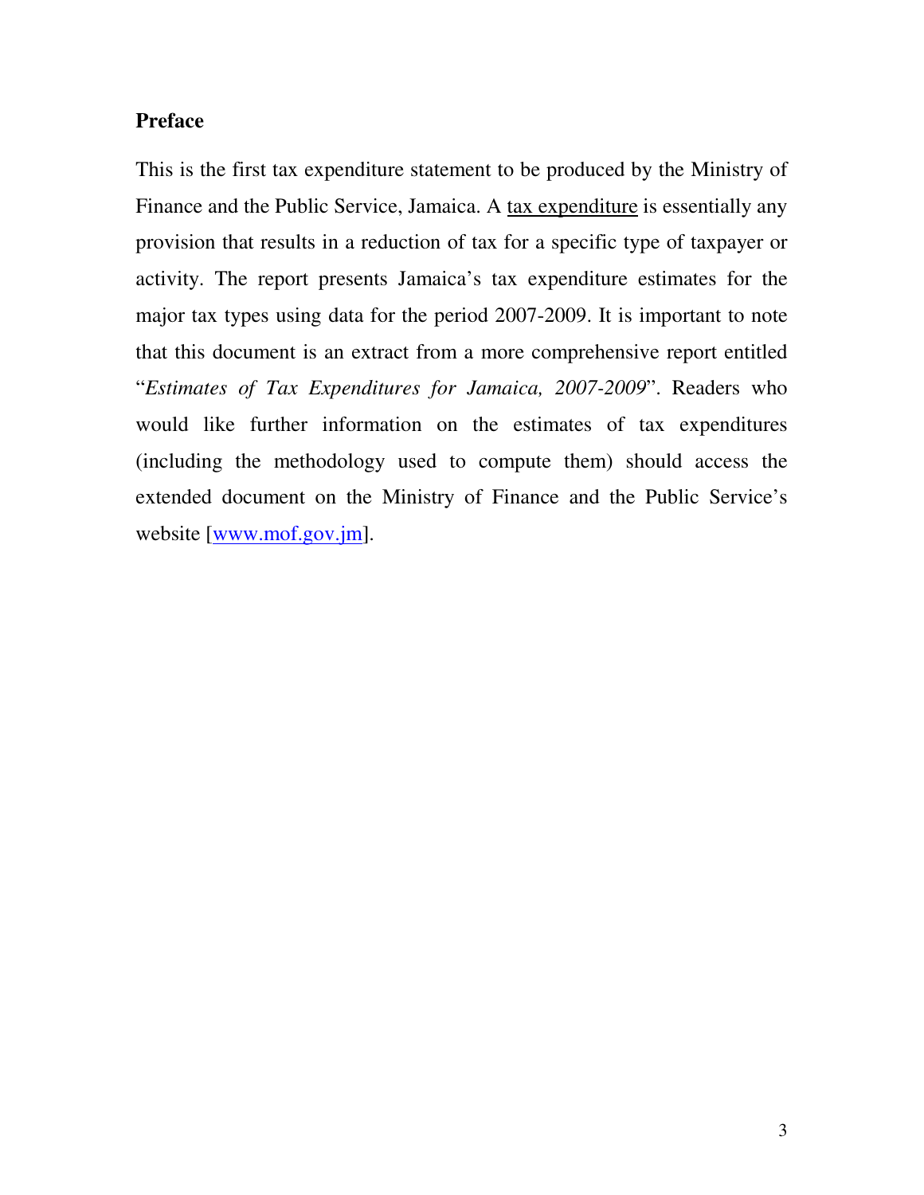## Preface

This is the first tax expenditure statement to be produced by the Ministry of Finance and the Public Service, Jamaica. A <u>tax expenditure</u> is essentially any provision that results in a reduction of tax for a specific type of taxpayer or activity. The report presents Jamaica's tax expenditure estimates for the major tax types using data for the period 2007-2009. It is important to note that this document is an extract from a more comprehensive report entitled "*Estimates of Tax Expenditures for Jamaica, 2007-2009*". Readers who would like further information on the estimates of tax expenditures (including the methodology used to compute them) should access the extended document on the Ministry of Finance and the Public Service's website [www.mof.gov.jm].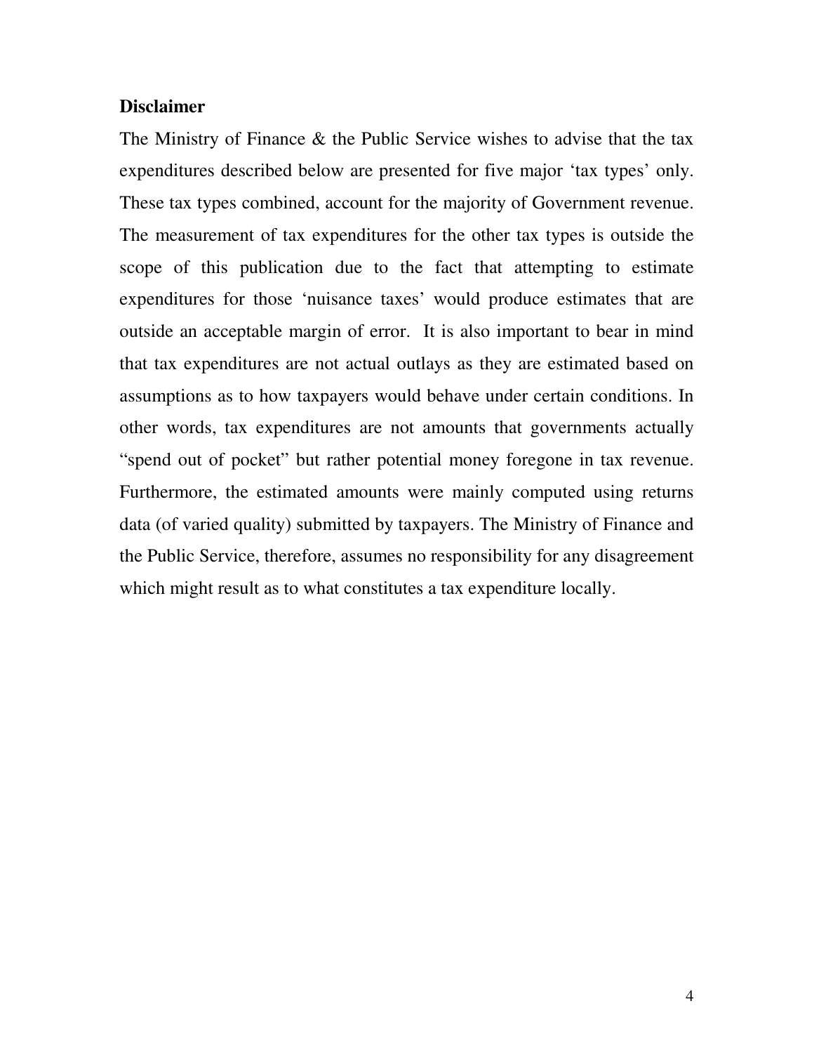**Disclaimer**

The Ministry of Finance & the Public Service wishes to advise that the tax expenditures described below are presented for five major 'tax types' only. These tax types combined, account for the majority of Government revenue. The measurement of tax expenditures for the other tax types is outside the scope of this publication due to the fact that attempting to estimate expenditures for those 'nuisance taxes' would produce estimates that are outside an acceptable margin of error. It is also important to bear in mind that tax expenditures are not actual outlays as they are estimated based on assumptions as to how taxpayers would behave under certain conditions. In other words, tax expenditures are not amounts that governments actually "spend out of pocket" but rather potential money foregone in tax revenue. Furthermore, the estimated amounts were mainly computed using returns data (of varied quality) submitted by taxpayers. The Ministry of Finance and the Public Service, therefore, assumes no responsibility for any disagreement which might result as to what constitutes a tax expenditure locally.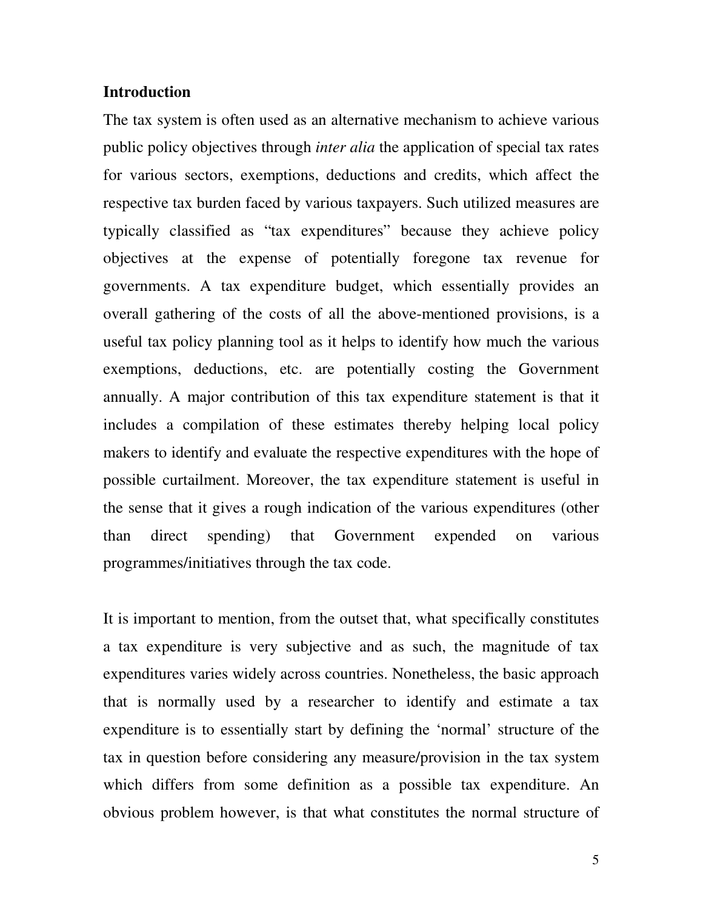## Introduction

The tax system is often used as an alternative mechanism to achieve various public policy objectives through *inter alia* the application of special tax rates for various sectors, exemptions, deductions and credits, which affect the respective tax burden faced by various taxpayers. Such utilized measures are typically classified as "tax expenditures" because they achieve policy objectives at the expense of potentially foregone tax revenue for governments. A tax expenditure budget, which essentially provides an overall gathering of the costs of all the above-mentioned provisions, is a useful tax policy planning tool as it helps to identify how much the various exemptions, deductions, etc. are potentially costing the Government annually. A major contribution of this tax expenditure statement is that it includes a compilation of these estimates thereby helping local policy makers to identify and evaluate the respective expenditures with the hope of possible curtailment. Moreover, the tax expenditure statement is useful in the sense that it gives a rough indication of the various expenditures (other than direct spending) that Government expended on various programmes/initiatives through the tax code.

It is important to mention, from the outset that, what specifically constitutes a tax expenditure is very subjective and as such, the magnitude of tax expenditures varies widely across countries. Nonetheless, the basic approach that is normally used by a researcher to identify and estimate a tax expenditure is to essentially start by defining the 'normal' structure of the tax in question before considering any measure/provision in the tax system which differs from some definition as a possible tax expenditure. An obvious problem however, is that what constitutes the normal structure of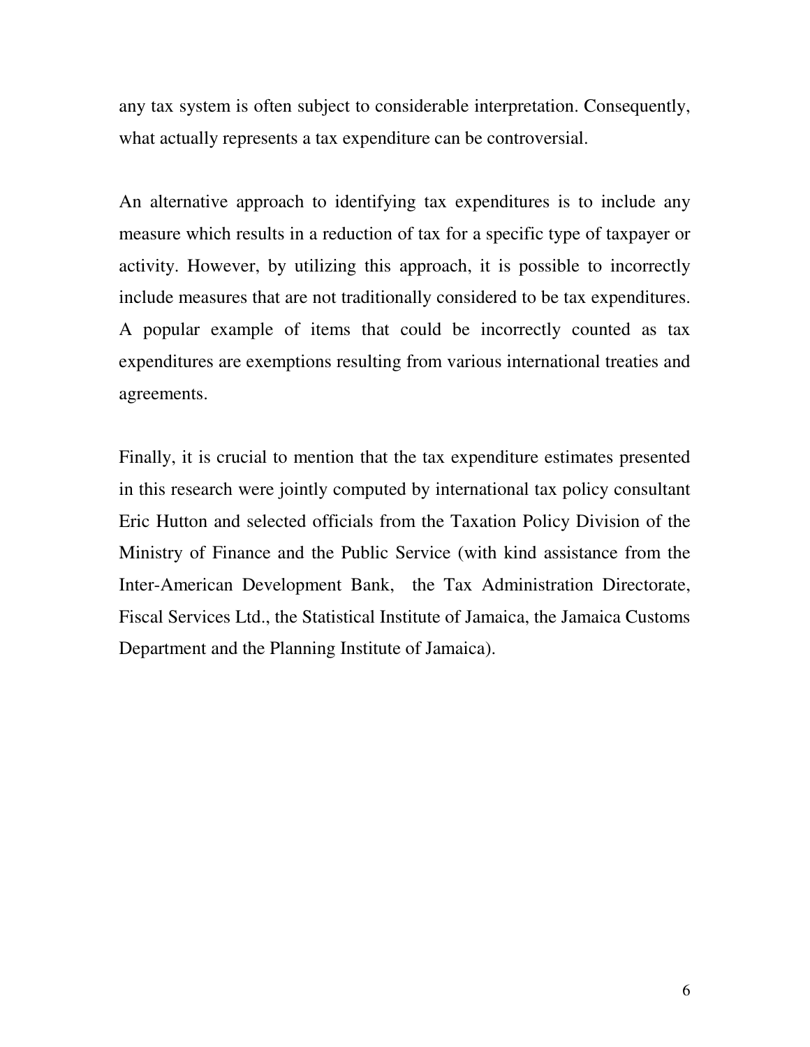any tax system is often subject to considerable interpretation. Consequently, what actually represents a tax expenditure can be controversial.

An alternative approach to identifying tax expenditures is to include any measure which results in a reduction of tax for a specific type of taxpayer or activity. However, by utilizing this approach, it is possible to incorrectly include measures that are not traditionally considered to be tax expenditures. A popular example of items that could be incorrectly counted as tax expenditures are exemptions resulting from various international treaties and agreements.

Finally, it is crucial to mention that the tax expenditure estimates presented in this research were jointly computed by international tax policy consultant Eric Hutton and selected officials from the Taxation Policy Division of the Ministry of Finance and the Public Service (with kind assistance from the Inter-American Development Bank, the Tax Administration Directorate, Fiscal Services Ltd., the Statistical Institute of Jamaica, the Jamaica Customs Department and the Planning Institute of Jamaica).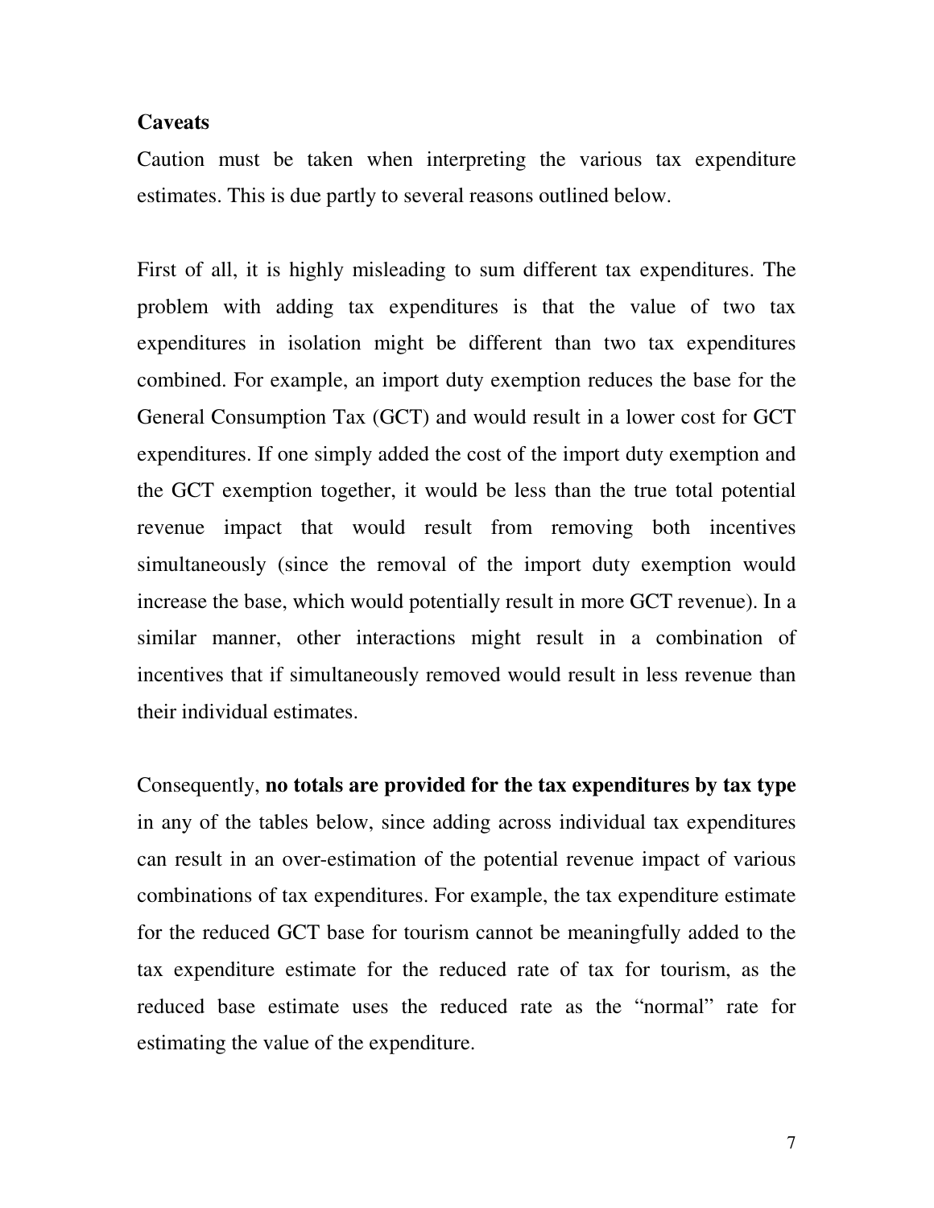**Caveats**

Caution must be taken when interpreting the various tax expenditure estimates. This is due partly to several reasons outlined below.

First of all, it is highly misleading to sum different tax expenditures. The problem with adding tax expenditures is that the value of two tax expenditures in isolation might be different than two tax expenditures combined. For example, an import duty exemption reduces the base for the General Consumption Tax (GCT) and would result in a lower cost for GCT expenditures. If one simply added the cost of the import duty exemption and the GCT exemption together, it would be less than the true total potential revenue impact that would result from removing both incentives simultaneously (since the removal of the import duty exemption would increase the base, which would potentially result in more GCT revenue). In a similar manner, other interactions might result in a combination of incentives that if simultaneously removed would result in less revenue than their individual estimates.

Consequently, **no totals are provided for the tax expenditures by tax type** in any of the tables below, since adding across individual tax expenditures can result in an over-estimation of the potential revenue impact of various combinations of tax expenditures. For example, the tax expenditure estimate for the reduced GCT base for tourism cannot be meaningfully added to the tax expenditure estimate for the reduced rate of tax for tourism, as the reduced base estimate uses the reduced rate as the "normal" rate for estimating the value of the expenditure.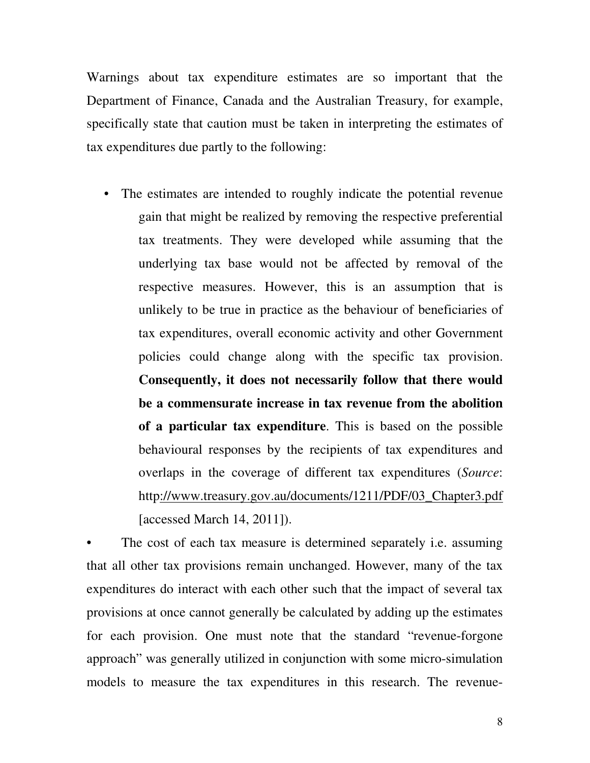Warnings about tax expenditure estimates are so important that the Department of Finance, Canada and the Australian Treasury, for example, specifically state that caution must be taken in interpreting the estimates of tax expenditures due partly to the following:

- The estimates are intended to roughly indicate the potential revenue gain that might be realized by removing the respective preferential tax treatments. They were developed while assuming that the underlying tax base would not be affected by removal of the respective measures. However, this is an assumption that is unlikely to be true in practice as the behaviour of beneficiaries of tax expenditures, overall economic activity and other Government policies could change along with the specific tax provision. **Consequently, it does not necessarily follow that there would be a commensurate increase in tax revenue from the abolition of a particular tax expenditure**. This is based on the possible behavioural responses by the recipients of tax expenditures and overlaps in the coverage of different tax expenditures (*Source*: http://www.treasury.gov.au/documents/1211/PDF/03_Chapter3.pdf [accessed March 14, 2011]).
- The cost of each tax measure is determined separately i.e. assuming that all other tax provisions remain unchanged. However, many of the tax expenditures do interact with each other such that the impact of several tax provisions at once cannot generally be calculated by adding up the estimates for each provision. One must note that the standard "revenue-forgone approach" was generally utilized in conjunction with some micro-simulation models to measure the tax expenditures in this research. The revenue-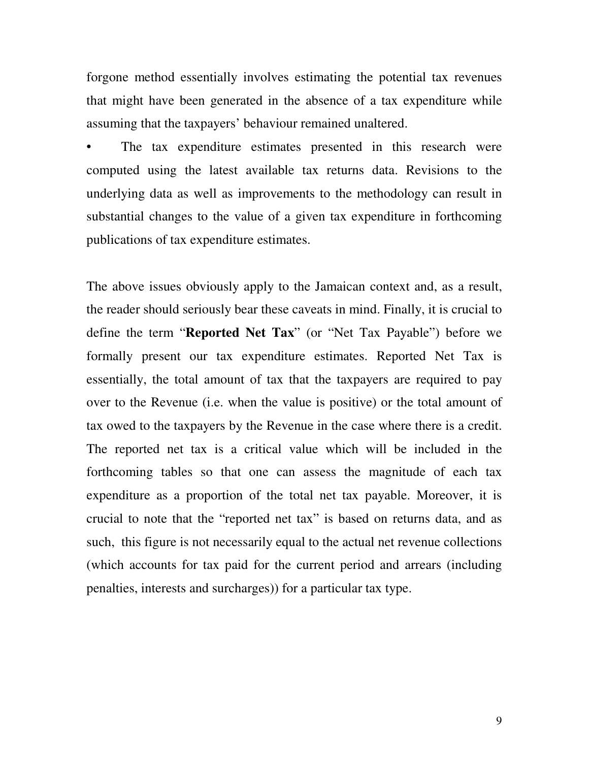forgone method essentially involves estimating the potential tax revenues that might have been generated in the absence of a tax expenditure while assuming that the taxpayers' behaviour remained unaltered.

- The tax expenditure estimates presented in this research were computed using the latest available tax returns data. Revisions to the underlying data as well as improvements to the methodology can result in substantial changes to the value of a given tax expenditure in forthcoming publications of tax expenditure estimates.

The above issues obviously apply to the Jamaican context and, as a result, the reader should seriously bear these caveats in mind. Finally, it is crucial to define the term "**Reported Net Tax**" (or "Net Tax Payable") before we formally present our tax expenditure estimates. Reported Net Tax is essentially, the total amount of tax that the taxpayers are required to pay over to the Revenue (i.e. when the value is positive) or the total amount of tax owed to the taxpayers by the Revenue in the case where there is a credit. The reported net tax is a critical value which will be included in the forthcoming tables so that one can assess the magnitude of each tax expenditure as a proportion of the total net tax payable. Moreover, it is crucial to note that the "reported net tax" is based on returns data, and as such, this figure is not necessarily equal to the actual net revenue collections (which accounts for tax paid for the current period and arrears (including penalties, interests and surcharges)) for a particular tax type.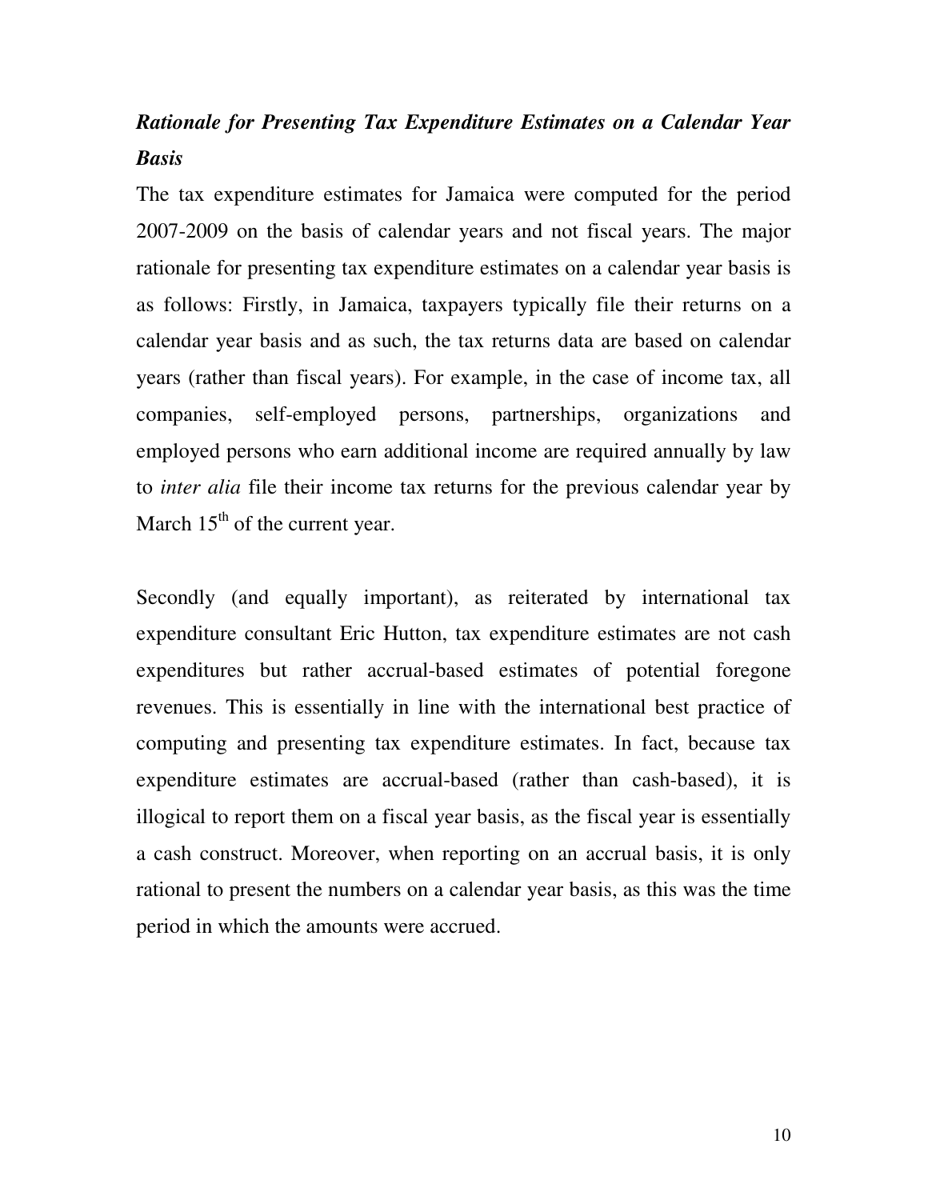### *Rationale for Presenting Tax Expenditure Estimates on a Calendar Year Basis*

The tax expenditure estimates for Jamaica were computed for the period 2007-2009 on the basis of calendar years and not fiscal years. The major rationale for presenting tax expenditure estimates on a calendar year basis is as follows: Firstly, in Jamaica, taxpayers typically file their returns on a calendar year basis and as such, the tax returns data are based on calendar years (rather than fiscal years). For example, in the case of income tax, all companies, self-employed persons, partnerships, organizations and employed persons who earn additional income are required annually by law to *inter alia* file their income tax returns for the previous calendar year by March 15th of the current year.

Secondly (and equally important), as reiterated by international tax expenditure consultant Eric Hutton, tax expenditure estimates are not cash expenditures but rather accrual-based estimates of potential foregone revenues. This is essentially in line with the international best practice of computing and presenting tax expenditure estimates. In fact, because tax expenditure estimates are accrual-based (rather than cash-based), it is illogical to report them on a fiscal year basis, as the fiscal year is essentially a cash construct. Moreover, when reporting on an accrual basis, it is only rational to present the numbers on a calendar year basis, as this was the time period in which the amounts were accrued.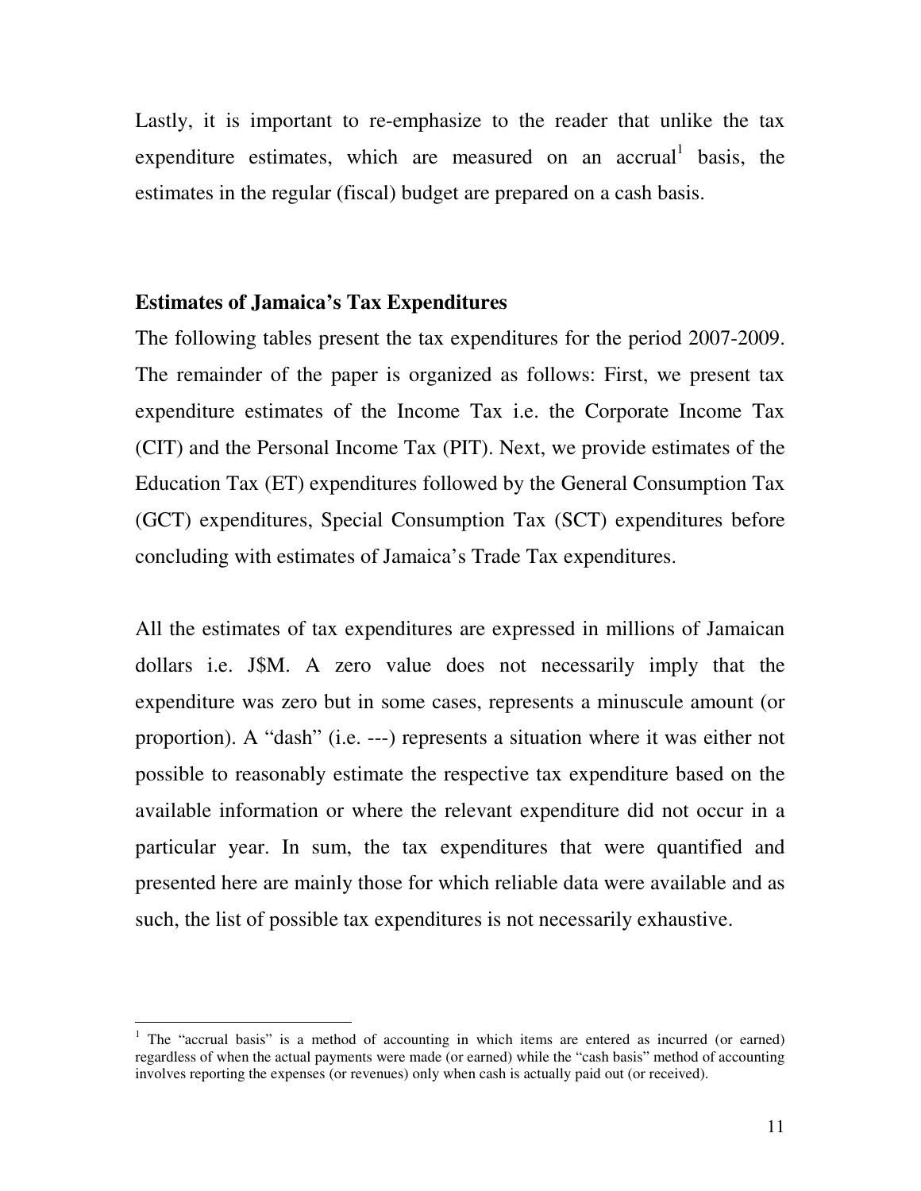Lastly, it is important to re-emphasize to the reader that unlike the tax expenditure estimates, which are measured on an accrual[1] basis, the estimates in the regular (fiscal) budget are prepared on a cash basis.

**Estimates of Jamaica's Tax Expenditures**

The following tables present the tax expenditures for the period 2007-2009. The remainder of the paper is organized as follows: First, we present tax expenditure estimates of the Income Tax i.e. the Corporate Income Tax (CIT) and the Personal Income Tax (PIT). Next, we provide estimates of the Education Tax (ET) expenditures followed by the General Consumption Tax (GCT) expenditures, Special Consumption Tax (SCT) expenditures before concluding with estimates of Jamaica's Trade Tax expenditures.

All the estimates of tax expenditures are expressed in millions of Jamaican dollars i.e. J$M. A zero value does not necessarily imply that the expenditure was zero but in some cases, represents a minuscule amount (or proportion). A "dash" (i.e. ---) represents a situation where it was either not possible to reasonably estimate the respective tax expenditure based on the available information or where the relevant expenditure did not occur in a particular year. In sum, the tax expenditures that were quantified and presented here are mainly those for which reliable data were available and as such, the list of possible tax expenditures is not necessarily exhaustive.

[1] The "accrual basis" is a method of accounting in which items are entered as incurred (or earned) regardless of when the actual payments were made (or earned) while the "cash basis" method of accounting involves reporting the expenses (or revenues) only when cash is actually paid out (or received).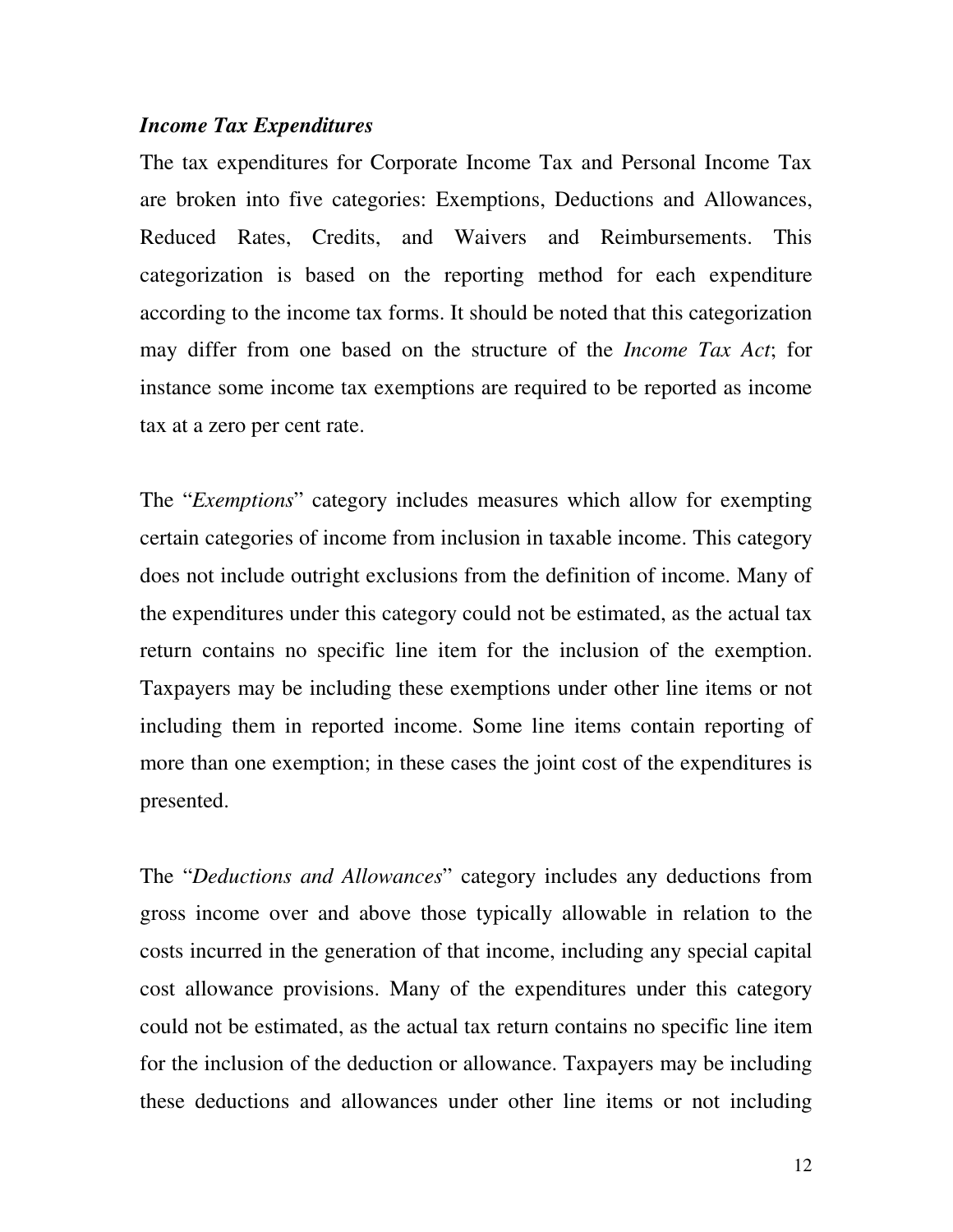### *Income Tax Expenditures*

The tax expenditures for Corporate Income Tax and Personal Income Tax are broken into five categories: Exemptions, Deductions and Allowances, Reduced Rates, Credits, and Waivers and Reimbursements. This categorization is based on the reporting method for each expenditure according to the income tax forms. It should be noted that this categorization may differ from one based on the structure of the *Income Tax Act*; for instance some income tax exemptions are required to be reported as income tax at a zero per cent rate.

The "*Exemptions*" category includes measures which allow for exempting certain categories of income from inclusion in taxable income. This category does not include outright exclusions from the definition of income. Many of the expenditures under this category could not be estimated, as the actual tax return contains no specific line item for the inclusion of the exemption. Taxpayers may be including these exemptions under other line items or not including them in reported income. Some line items contain reporting of more than one exemption; in these cases the joint cost of the expenditures is presented.

The "*Deductions and Allowances*" category includes any deductions from gross income over and above those typically allowable in relation to the costs incurred in the generation of that income, including any special capital cost allowance provisions. Many of the expenditures under this category could not be estimated, as the actual tax return contains no specific line item for the inclusion of the deduction or allowance. Taxpayers may be including these deductions and allowances under other line items or not including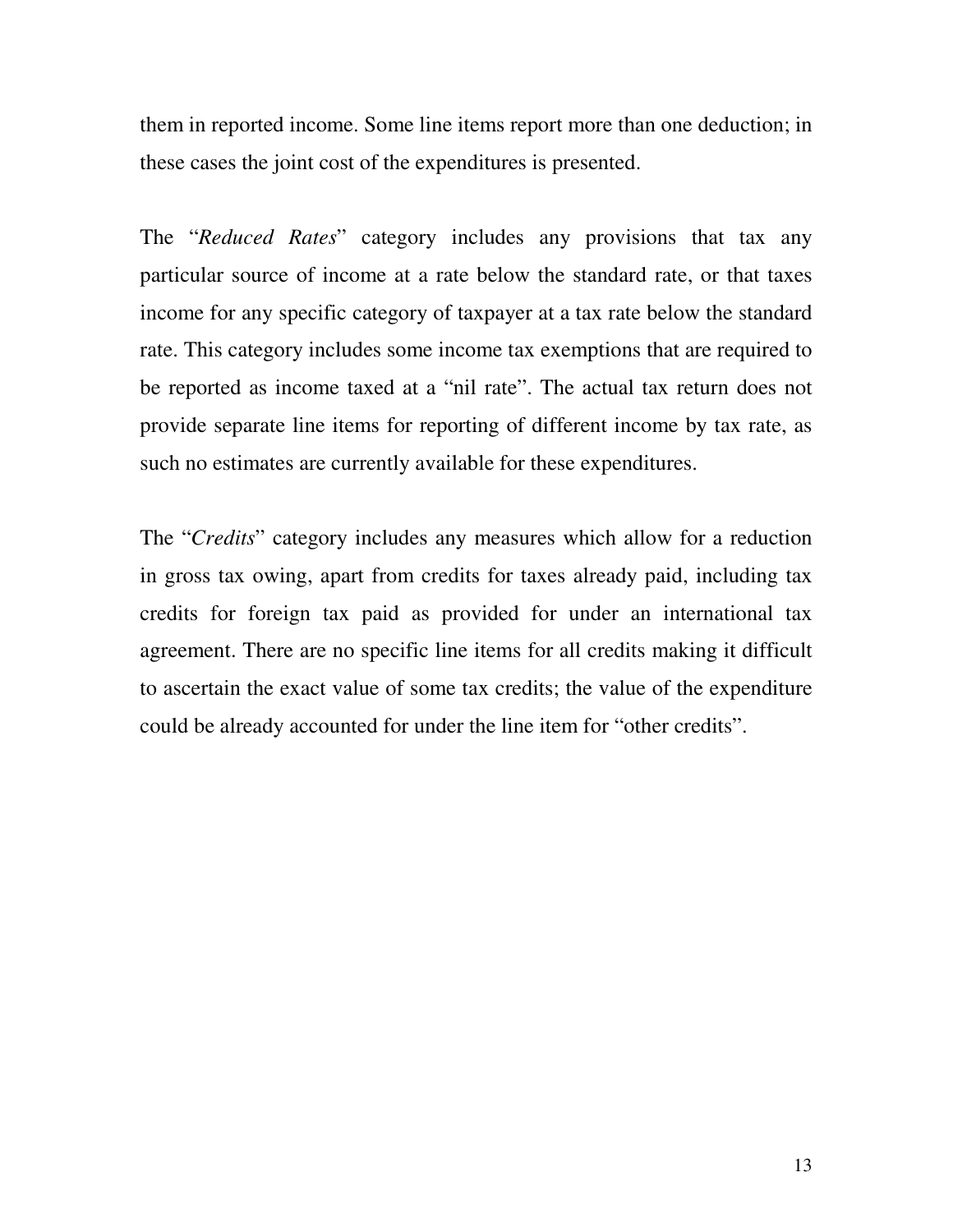them in reported income. Some line items report more than one deduction; in these cases the joint cost of the expenditures is presented.

The "*Reduced Rates*" category includes any provisions that tax any particular source of income at a rate below the standard rate, or that taxes income for any specific category of taxpayer at a tax rate below the standard rate. This category includes some income tax exemptions that are required to be reported as income taxed at a "nil rate". The actual tax return does not provide separate line items for reporting of different income by tax rate, as such no estimates are currently available for these expenditures.

The "*Credits*" category includes any measures which allow for a reduction in gross tax owing, apart from credits for taxes already paid, including tax credits for foreign tax paid as provided for under an international tax agreement. There are no specific line items for all credits making it difficult to ascertain the exact value of some tax credits; the value of the expenditure could be already accounted for under the line item for "other credits".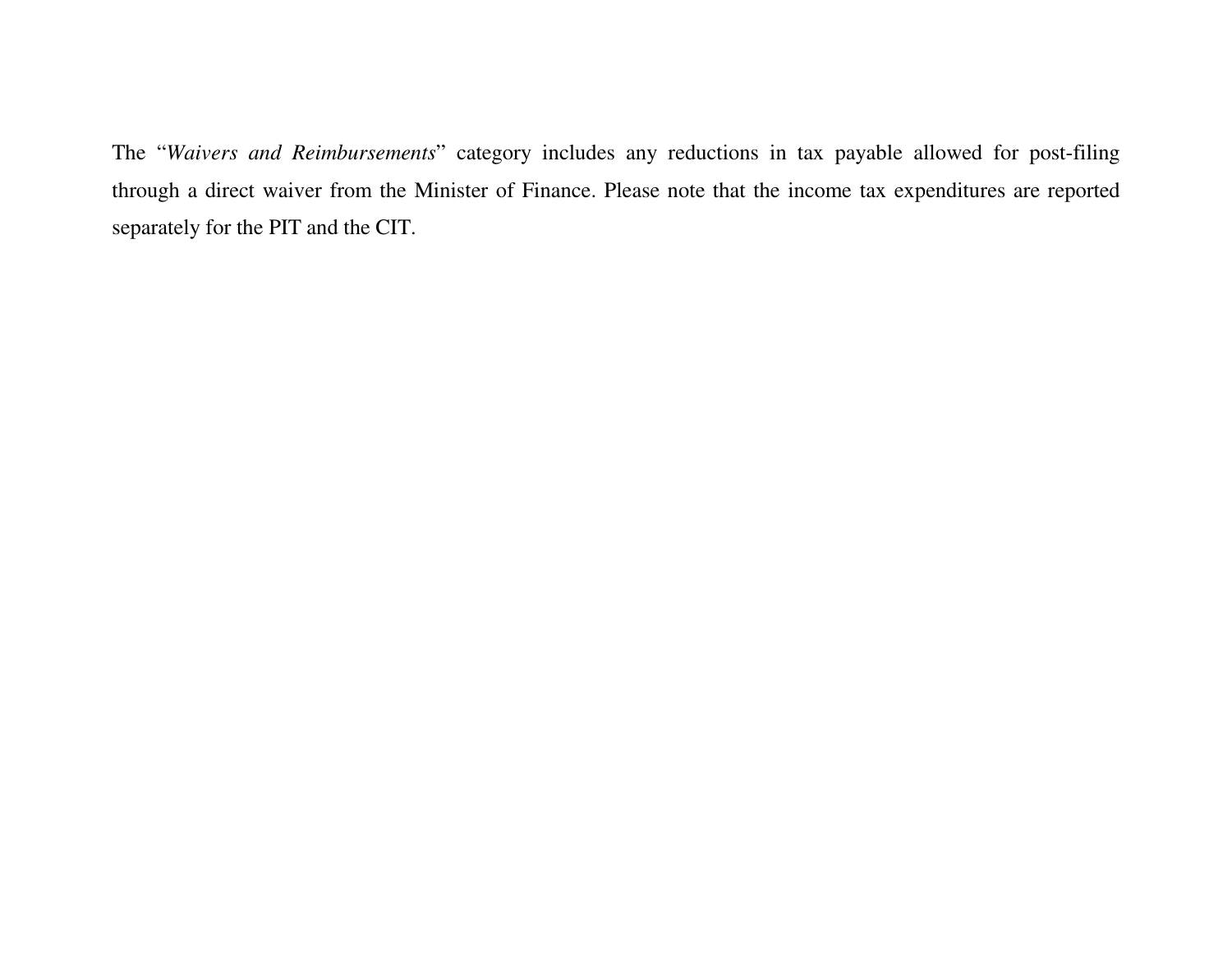The "*Waivers and Reimbursements*" category includes any reductions in tax payable allowed for post-filing through a direct waiver from the Minister of Finance. Please note that the income tax expenditures are reported separately for the PIT and the CIT.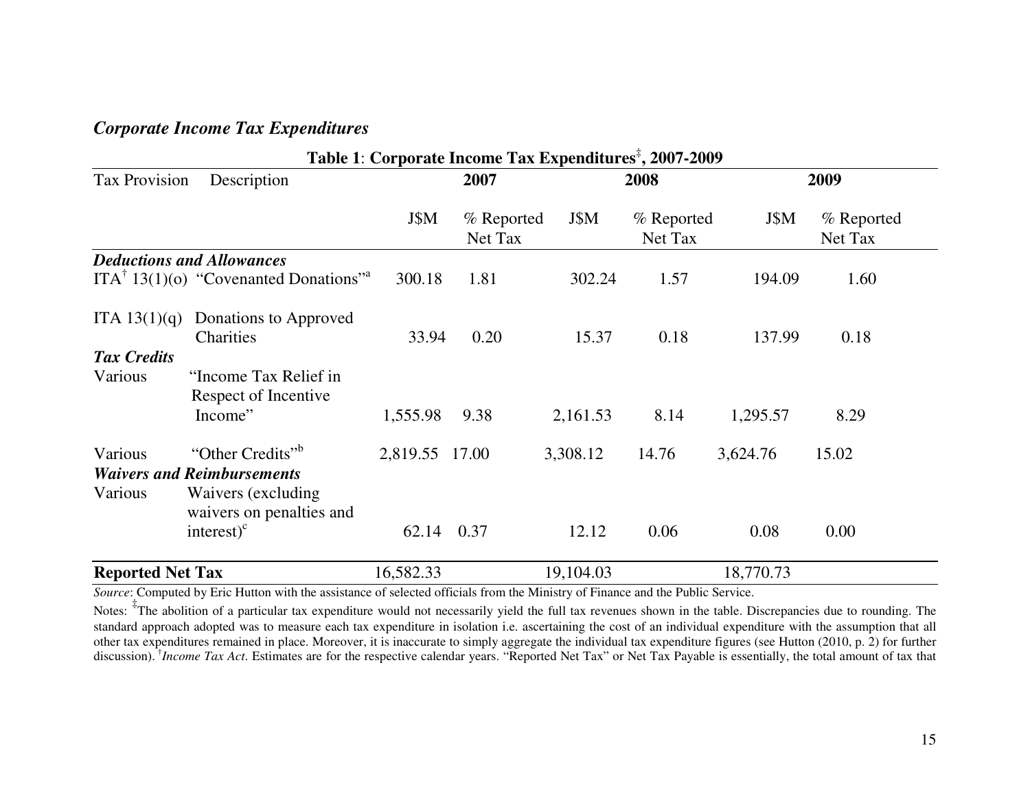### *Corporate Income Tax Expenditures*

**Table 1**: **Corporate Income Tax Expenditures[‡], 2007-2009**

| Tax Provision | Description | 2007 | | 2008 | | 2009 | |
|---|---|---|---|---|---|---|---|
| | | J$M | % Reported Net Tax | J$M | % Reported Net Tax | J$M | % Reported Net Tax |
| ***Deductions and Allowances*** | | | | | | | |
| ITA[†] 13(1)(o) | "Covenanted Donations"[a] | 300.18 | 1.81 | 302.24 | 1.57 | 194.09 | 1.60 |
| ITA 13(1)(q) | Donations to Approved Charities | 33.94 | 0.20 | 15.37 | 0.18 | 137.99 | 0.18 |
| ***Tax Credits*** | | | | | | | |
| Various | "Income Tax Relief in Respect of Incentive Income" | 1,555.98 | 9.38 | 2,161.53 | 8.14 | 1,295.57 | 8.29 |
| Various | "Other Credits"[b] | 2,819.55 | 17.00 | 3,308.12 | 14.76 | 3,624.76 | 15.02 |
| ***Waivers and Reimbursements*** | | | | | | | |
| Various | Waivers (excluding waivers on penalties and interest)[c] | 62.14 | 0.37 | 12.12 | 0.06 | 0.08 | 0.00 |
| **Reported Net Tax** | | 16,582.33 | | 19,104.03 | | 18,770.73 | |

*Source*: Computed by Eric Hutton with the assistance of selected officials from the Ministry of Finance and the Public Service.

Notes: [‡]The abolition of a particular tax expenditure would not necessarily yield the full tax revenues shown in the table. Discrepancies due to rounding. The standard approach adopted was to measure each tax expenditure in isolation i.e. ascertaining the cost of an individual expenditure with the assumption that all other tax expenditures remained in place. Moreover, it is inaccurate to simply aggregate the individual tax expenditure figures (see Hutton (2010, p. 2) for further discussion). [†]*Income Tax Act*. Estimates are for the respective calendar years. "Reported Net Tax" or Net Tax Payable is essentially, the total amount of tax that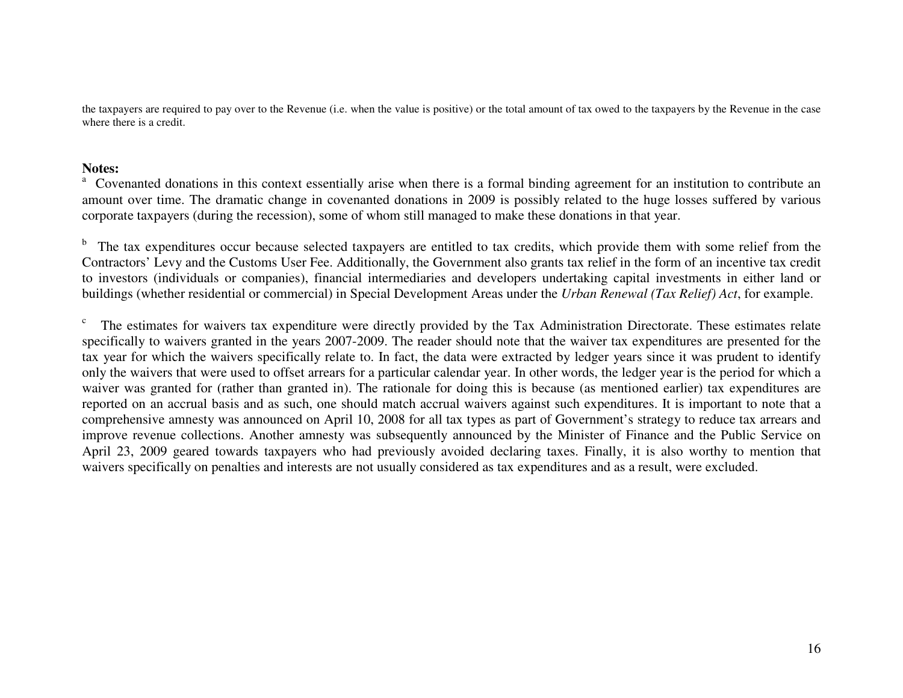the taxpayers are required to pay over to the Revenue (i.e. when the value is positive) or the total amount of tax owed to the taxpayers by the Revenue in the case where there is a credit.

**Notes:**

[a] Covenanted donations in this context essentially arise when there is a formal binding agreement for an institution to contribute an amount over time. The dramatic change in covenanted donations in 2009 is possibly related to the huge losses suffered by various corporate taxpayers (during the recession), some of whom still managed to make these donations in that year.

[b] The tax expenditures occur because selected taxpayers are entitled to tax credits, which provide them with some relief from the Contractors' Levy and the Customs User Fee. Additionally, the Government also grants tax relief in the form of an incentive tax credit to investors (individuals or companies), financial intermediaries and developers undertaking capital investments in either land or buildings (whether residential or commercial) in Special Development Areas under the *Urban Renewal (Tax Relief) Act*, for example.

[c] The estimates for waivers tax expenditure were directly provided by the Tax Administration Directorate. These estimates relate specifically to waivers granted in the years 2007-2009. The reader should note that the waiver tax expenditures are presented for the tax year for which the waivers specifically relate to. In fact, the data were extracted by ledger years since it was prudent to identify only the waivers that were used to offset arrears for a particular calendar year. In other words, the ledger year is the period for which a waiver was granted for (rather than granted in). The rationale for doing this is because (as mentioned earlier) tax expenditures are reported on an accrual basis and as such, one should match accrual waivers against such expenditures. It is important to note that a comprehensive amnesty was announced on April 10, 2008 for all tax types as part of Government's strategy to reduce tax arrears and improve revenue collections. Another amnesty was subsequently announced by the Minister of Finance and the Public Service on April 23, 2009 geared towards taxpayers who had previously avoided declaring taxes. Finally, it is also worthy to mention that waivers specifically on penalties and interests are not usually considered as tax expenditures and as a result, were excluded.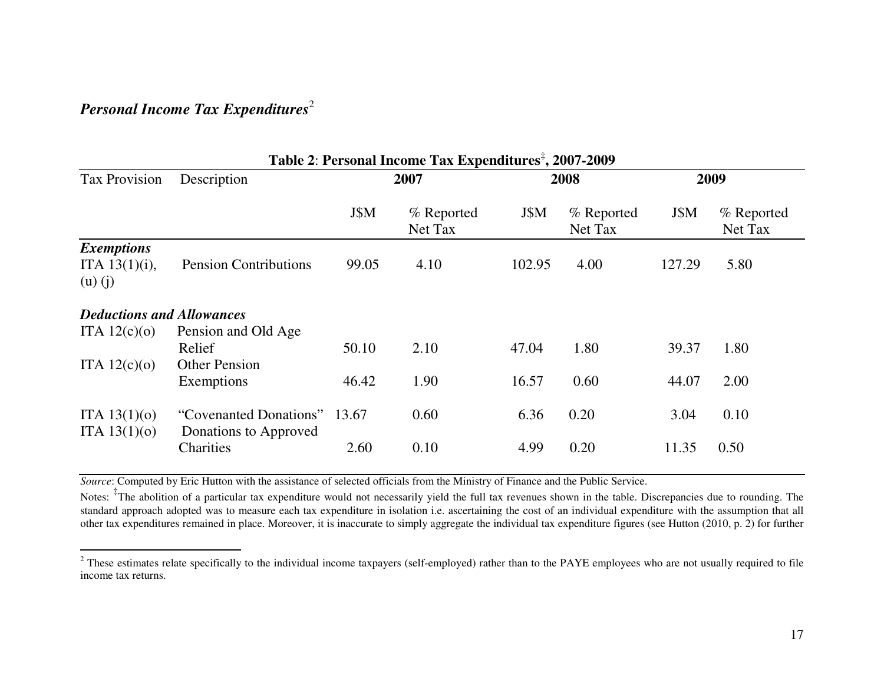## *Personal Income Tax Expenditures*[2]

**Table 2**: **Personal Income Tax Expenditures**[‡], **2007-2009**

| Tax Provision | Description | 2007 | | 2008 | | 2009 | |
|---|---|---|---|---|---|---|---|
| | | J$M | % Reported Net Tax | J$M | % Reported Net Tax | J$M | % Reported Net Tax |
| ***Exemptions*** | | | | | | | |
| ITA 13(1)(i), (u) (j) | Pension Contributions | 99.05 | 4.10 | 102.95 | 4.00 | 127.29 | 5.80 |
| ***Deductions and Allowances*** | | | | | | | |
| ITA 12(c)(o) | Pension and Old Age Relief | 50.10 | 2.10 | 47.04 | 1.80 | 39.37 | 1.80 |
| ITA 12(c)(o) | Other Pension Exemptions | 46.42 | 1.90 | 16.57 | 0.60 | 44.07 | 2.00 |
| ITA 13(1)(o) | "Covenanted Donations" | 13.67 | 0.60 | 6.36 | 0.20 | 3.04 | 0.10 |
| ITA 13(1)(o) | Donations to Approved Charities | 2.60 | 0.10 | 4.99 | 0.20 | 11.35 | 0.50 |

*Source*: Computed by Eric Hutton with the assistance of selected officials from the Ministry of Finance and the Public Service.

Notes: [‡]The abolition of a particular tax expenditure would not necessarily yield the full tax revenues shown in the table. Discrepancies due to rounding. The standard approach adopted was to measure each tax expenditure in isolation i.e. ascertaining the cost of an individual expenditure with the assumption that all other tax expenditures remained in place. Moreover, it is inaccurate to simply aggregate the individual tax expenditure figures (see Hutton (2010, p. 2) for further

[2] These estimates relate specifically to the individual income taxpayers (self-employed) rather than to the PAYE employees who are not usually required to file income tax returns.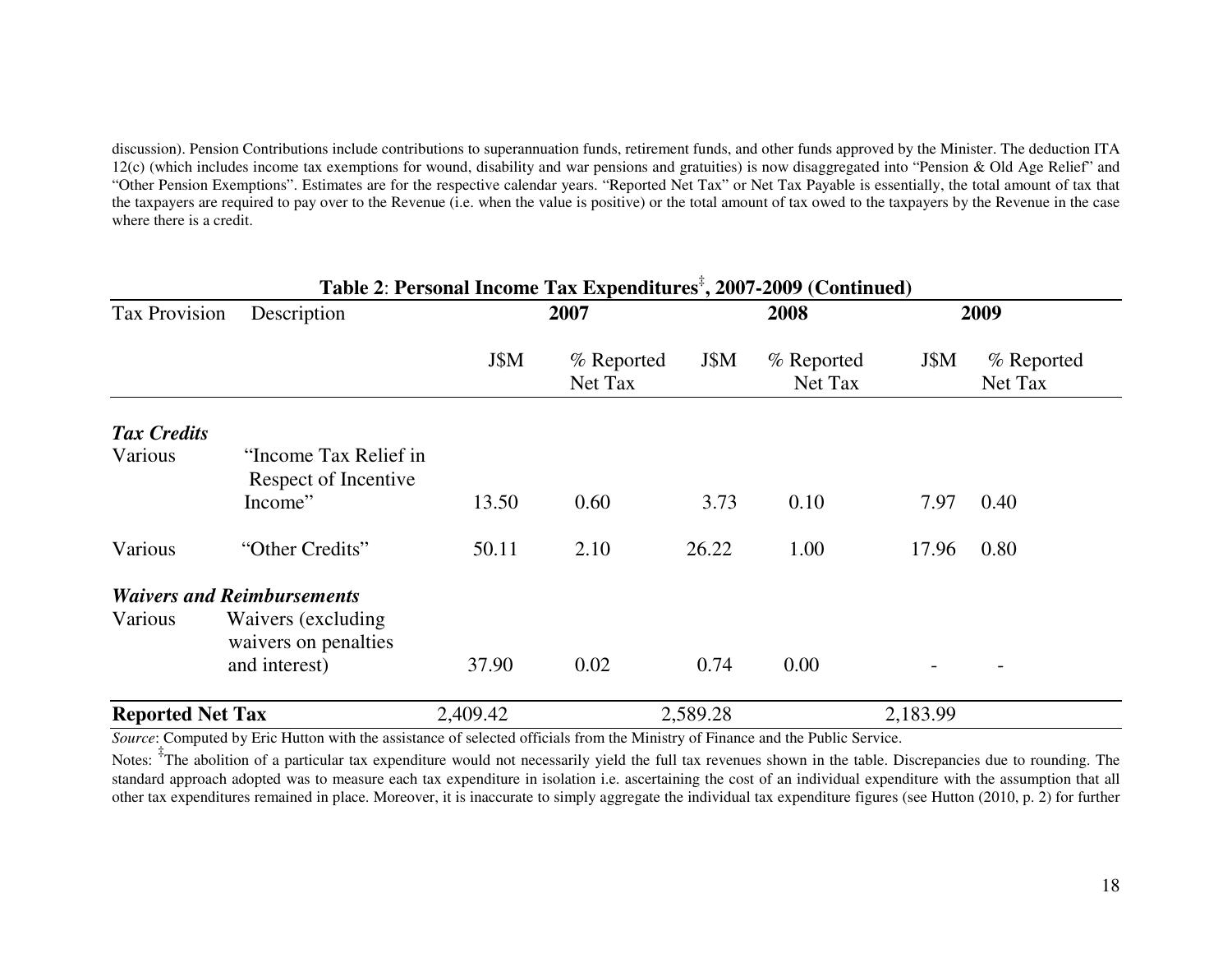discussion). Pension Contributions include contributions to superannuation funds, retirement funds, and other funds approved by the Minister. The deduction ITA 12(c) (which includes income tax exemptions for wound, disability and war pensions and gratuities) is now disaggregated into "Pension & Old Age Relief" and "Other Pension Exemptions". Estimates are for the respective calendar years. "Reported Net Tax" or Net Tax Payable is essentially, the total amount of tax that the taxpayers are required to pay over to the Revenue (i.e. when the value is positive) or the total amount of tax owed to the taxpayers by the Revenue in the case where there is a credit.

**Table 2**: **Personal Income Tax Expenditures**[‡]**, 2007-2009 (Continued)**

| Tax Provision | Description | 2007 | | 2008 | | 2009 | |
|---|---|---|---|---|---|---|---|
| | | J$M | % Reported Net Tax | J$M | % Reported Net Tax | J$M | % Reported Net Tax |
| ***Tax Credits*** | | | | | | | |
| Various | "Income Tax Relief in Respect of Incentive Income" | 13.50 | 0.60 | 3.73 | 0.10 | 7.97 | 0.40 |
| Various | "Other Credits" | 50.11 | 2.10 | 26.22 | 1.00 | 17.96 | 0.80 |
| ***Waivers and Reimbursements*** | | | | | | | |
| Various | Waivers (excluding waivers on penalties and interest) | 37.90 | 0.02 | 0.74 | 0.00 | - | - |
| **Reported Net Tax** | | 2,409.42 | | 2,589.28 | | 2,183.99 | |

*Source*: Computed by Eric Hutton with the assistance of selected officials from the Ministry of Finance and the Public Service.

Notes: [‡]The abolition of a particular tax expenditure would not necessarily yield the full tax revenues shown in the table. Discrepancies due to rounding. The standard approach adopted was to measure each tax expenditure in isolation i.e. ascertaining the cost of an individual expenditure with the assumption that all other tax expenditures remained in place. Moreover, it is inaccurate to simply aggregate the individual tax expenditure figures (see Hutton (2010, p. 2) for further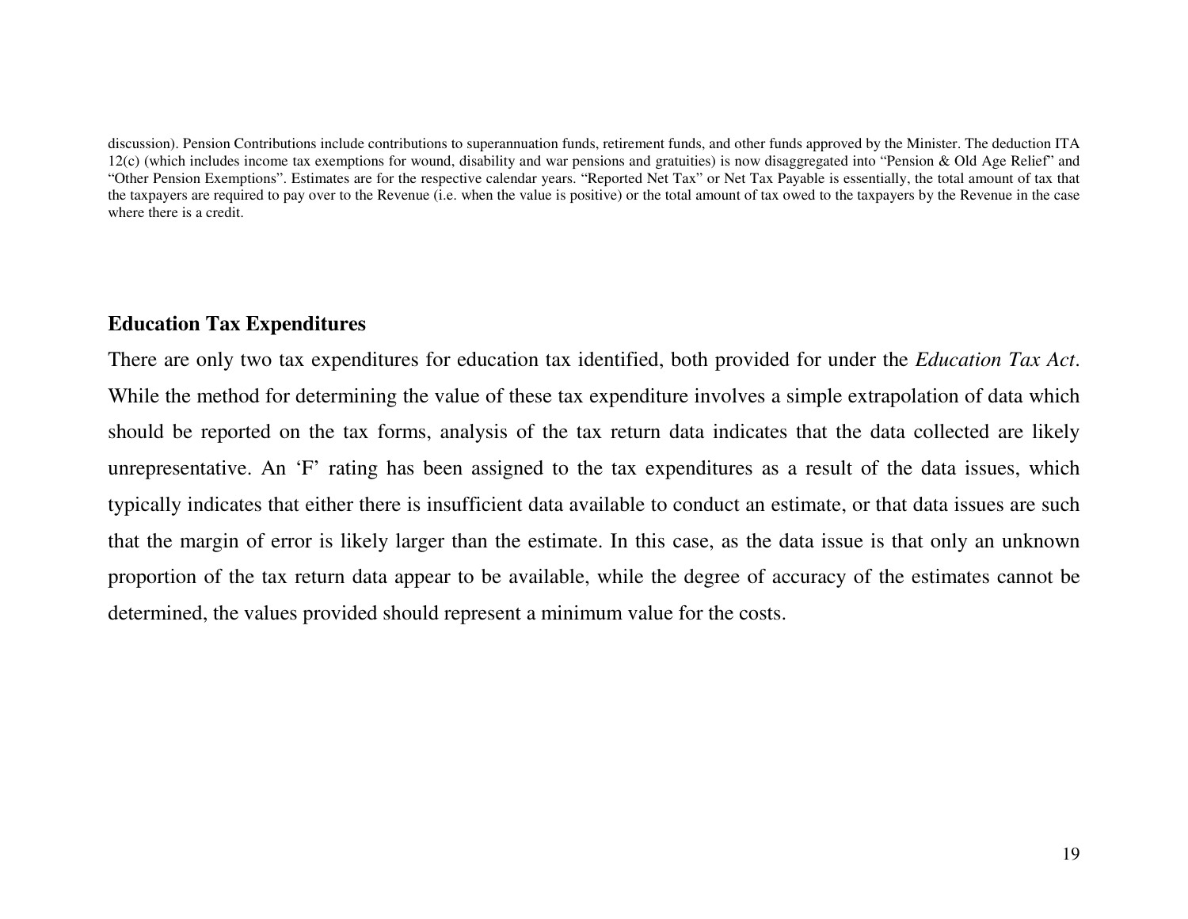discussion). Pension Contributions include contributions to superannuation funds, retirement funds, and other funds approved by the Minister. The deduction ITA 12(c) (which includes income tax exemptions for wound, disability and war pensions and gratuities) is now disaggregated into “Pension & Old Age Relief” and “Other Pension Exemptions”. Estimates are for the respective calendar years. “Reported Net Tax” or Net Tax Payable is essentially, the total amount of tax that the taxpayers are required to pay over to the Revenue (i.e. when the value is positive) or the total amount of tax owed to the taxpayers by the Revenue in the case where there is a credit.

## Education Tax Expenditures

There are only two tax expenditures for education tax identified, both provided for under the *Education Tax Act*. While the method for determining the value of these tax expenditure involves a simple extrapolation of data which should be reported on the tax forms, analysis of the tax return data indicates that the data collected are likely unrepresentative. An ‘F’ rating has been assigned to the tax expenditures as a result of the data issues, which typically indicates that either there is insufficient data available to conduct an estimate, or that data issues are such that the margin of error is likely larger than the estimate. In this case, as the data issue is that only an unknown proportion of the tax return data appear to be available, while the degree of accuracy of the estimates cannot be determined, the values provided should represent a minimum value for the costs.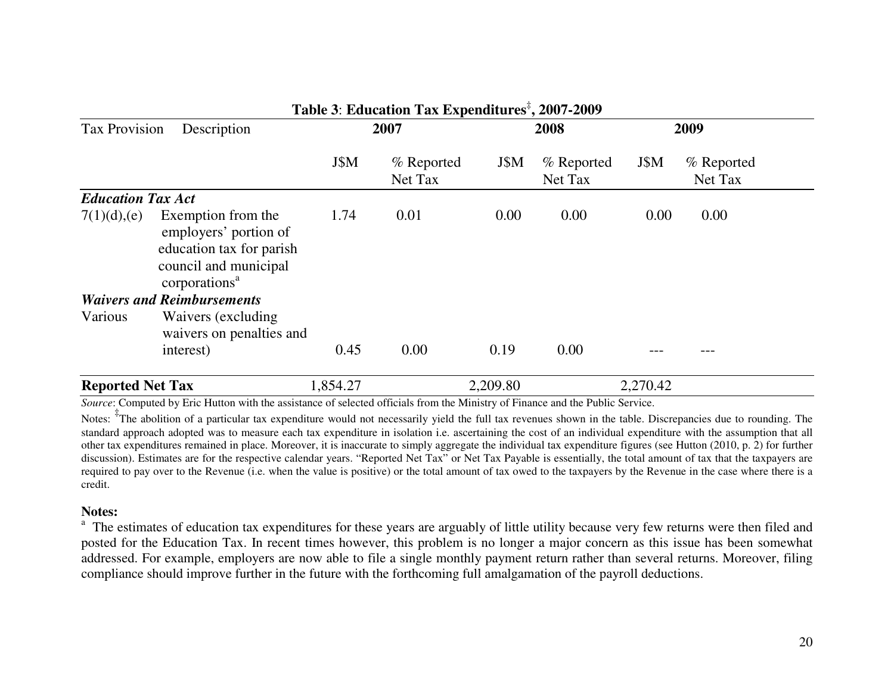**Table 3**: **Education Tax Expenditures[‡], 2007-2009**

| Tax Provision | Description | 2007 | | 2008 | | 2009 | |
|---|---|---|---|---|---|---|---|
| | | J$M | % Reported Net Tax | J$M | % Reported Net Tax | J$M | % Reported Net Tax |
| ***Education Tax Act*** | | | | | | | |
| 7(1)(d),(e) | Exemption from the employers' portion of education tax for parish council and municipal corporations[a] | 1.74 | 0.01 | 0.00 | 0.00 | 0.00 | 0.00 |
| ***Waivers and Reimbursements*** | | | | | | | |
| Various | Waivers (excluding waivers on penalties and interest) | 0.45 | 0.00 | 0.19 | 0.00 | --- | --- |
| **Reported Net Tax** | | 1,854.27 | | 2,209.80 | | 2,270.42 | |

*Source*: Computed by Eric Hutton with the assistance of selected officials from the Ministry of Finance and the Public Service.

Notes: [‡]The abolition of a particular tax expenditure would not necessarily yield the full tax revenues shown in the table. Discrepancies due to rounding. The standard approach adopted was to measure each tax expenditure in isolation i.e. ascertaining the cost of an individual expenditure with the assumption that all other tax expenditures remained in place. Moreover, it is inaccurate to simply aggregate the individual tax expenditure figures (see Hutton (2010, p. 2) for further discussion). Estimates are for the respective calendar years. "Reported Net Tax" or Net Tax Payable is essentially, the total amount of tax that the taxpayers are required to pay over to the Revenue (i.e. when the value is positive) or the total amount of tax owed to the taxpayers by the Revenue in the case where there is a credit.

**Notes:**

[a] The estimates of education tax expenditures for these years are arguably of little utility because very few returns were then filed and posted for the Education Tax. In recent times however, this problem is no longer a major concern as this issue has been somewhat addressed. For example, employers are now able to file a single monthly payment return rather than several returns. Moreover, filing compliance should improve further in the future with the forthcoming full amalgamation of the payroll deductions.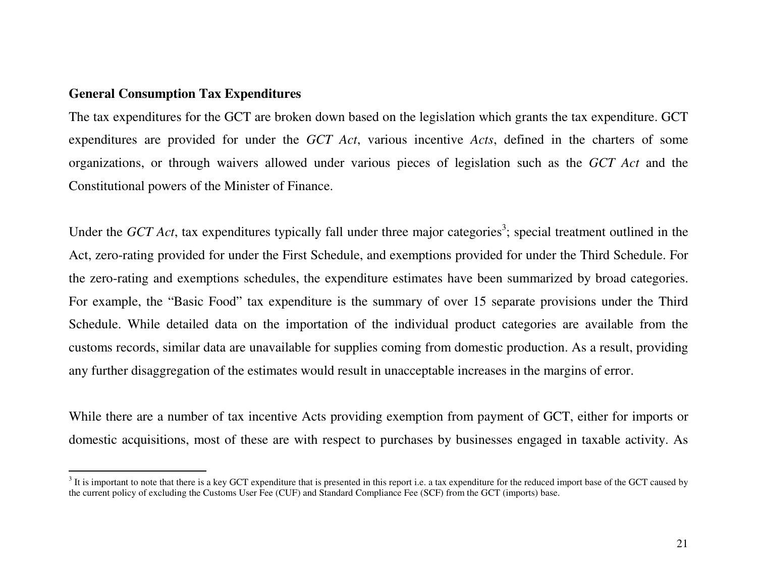**General Consumption Tax Expenditures**

The tax expenditures for the GCT are broken down based on the legislation which grants the tax expenditure. GCT expenditures are provided for under the *GCT Act*, various incentive *Acts*, defined in the charters of some organizations, or through waivers allowed under various pieces of legislation such as the *GCT Act* and the Constitutional powers of the Minister of Finance.

Under the *GCT Act*, tax expenditures typically fall under three major categories[3]; special treatment outlined in the Act, zero-rating provided for under the First Schedule, and exemptions provided for under the Third Schedule. For the zero-rating and exemptions schedules, the expenditure estimates have been summarized by broad categories. For example, the "Basic Food" tax expenditure is the summary of over 15 separate provisions under the Third Schedule. While detailed data on the importation of the individual product categories are available from the customs records, similar data are unavailable for supplies coming from domestic production. As a result, providing any further disaggregation of the estimates would result in unacceptable increases in the margins of error.

While there are a number of tax incentive Acts providing exemption from payment of GCT, either for imports or domestic acquisitions, most of these are with respect to purchases by businesses engaged in taxable activity. As

---

[3] It is important to note that there is a key GCT expenditure that is presented in this report i.e. a tax expenditure for the reduced import base of the GCT caused by the current policy of excluding the Customs User Fee (CUF) and Standard Compliance Fee (SCF) from the GCT (imports) base.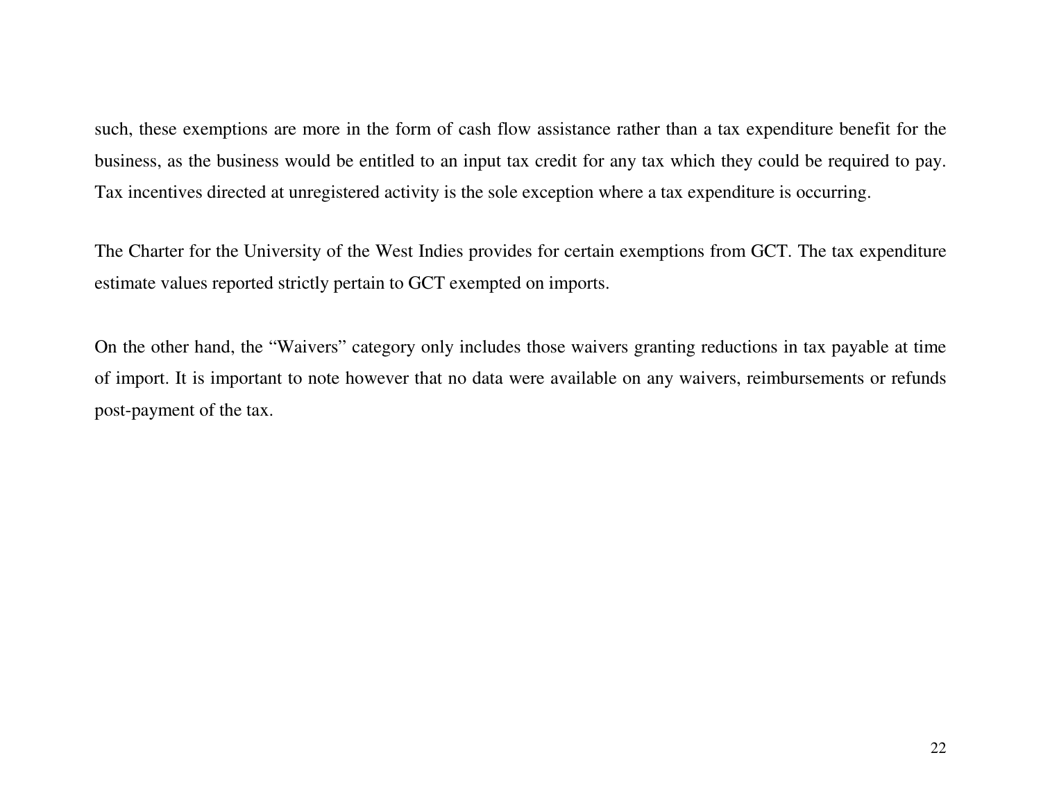such, these exemptions are more in the form of cash flow assistance rather than a tax expenditure benefit for the business, as the business would be entitled to an input tax credit for any tax which they could be required to pay. Tax incentives directed at unregistered activity is the sole exception where a tax expenditure is occurring.

The Charter for the University of the West Indies provides for certain exemptions from GCT. The tax expenditure estimate values reported strictly pertain to GCT exempted on imports.

On the other hand, the "Waivers" category only includes those waivers granting reductions in tax payable at time of import. It is important to note however that no data were available on any waivers, reimbursements or refunds post-payment of the tax.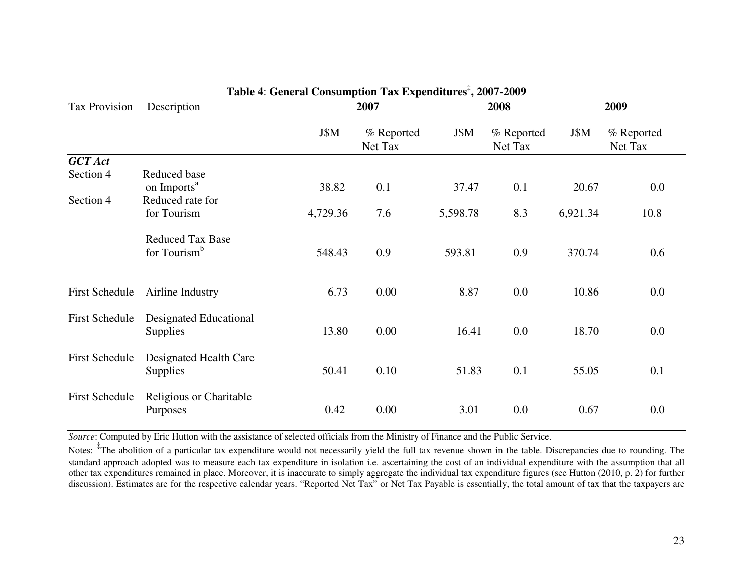**Table 4**: **General Consumption Tax Expenditures[‡], 2007-2009**

| Tax Provision | Description | 2007 | | 2008 | | 2009 | |
|---|---|---|---|---|---|---|---|
| | | J$M | % Reported Net Tax | J$M | % Reported Net Tax | J$M | % Reported Net Tax |
| ***GCT Act*** | | | | | | | |
| Section 4 | Reduced base on Imports[a] | 38.82 | 0.1 | 37.47 | 0.1 | 20.67 | 0.0 |
| Section 4 | Reduced rate for for Tourism | 4,729.36 | 7.6 | 5,598.78 | 8.3 | 6,921.34 | 10.8 |
| | Reduced Tax Base for Tourism[b] | 548.43 | 0.9 | 593.81 | 0.9 | 370.74 | 0.6 |
| First Schedule | Airline Industry | 6.73 | 0.00 | 8.87 | 0.0 | 10.86 | 0.0 |
| First Schedule | Designated Educational Supplies | 13.80 | 0.00 | 16.41 | 0.0 | 18.70 | 0.0 |
| First Schedule | Designated Health Care Supplies | 50.41 | 0.10 | 51.83 | 0.1 | 55.05 | 0.1 |
| First Schedule | Religious or Charitable Purposes | 0.42 | 0.00 | 3.01 | 0.0 | 0.67 | 0.0 |

*Source*: Computed by Eric Hutton with the assistance of selected officials from the Ministry of Finance and the Public Service.

Notes: [‡]The abolition of a particular tax expenditure would not necessarily yield the full tax revenue shown in the table. Discrepancies due to rounding. The standard approach adopted was to measure each tax expenditure in isolation i.e. ascertaining the cost of an individual expenditure with the assumption that all other tax expenditures remained in place. Moreover, it is inaccurate to simply aggregate the individual tax expenditure figures (see Hutton (2010, p. 2) for further discussion). Estimates are for the respective calendar years. "Reported Net Tax" or Net Tax Payable is essentially, the total amount of tax that the taxpayers are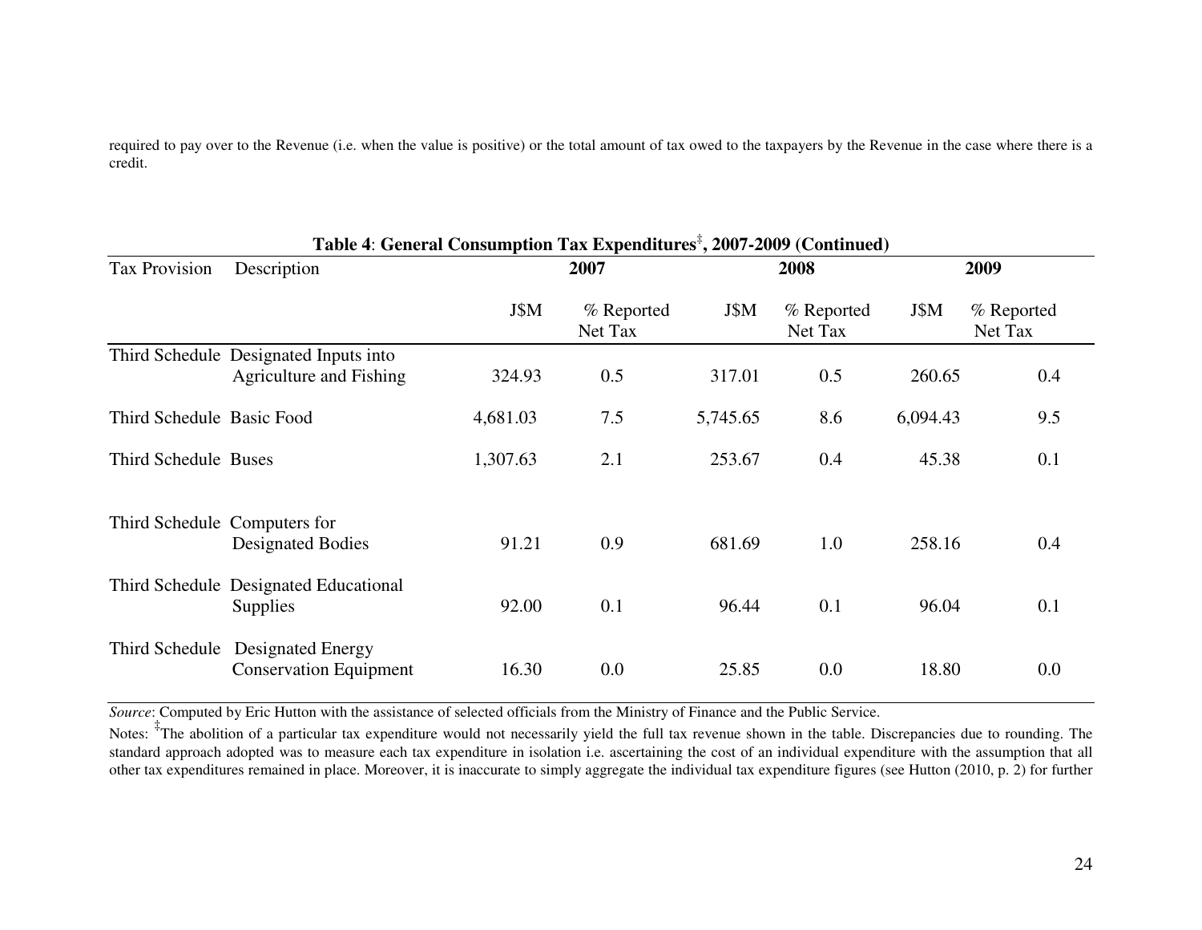required to pay over to the Revenue (i.e. when the value is positive) or the total amount of tax owed to the taxpayers by the Revenue in the case where there is a credit.

**Table 4**: **General Consumption Tax Expenditures‡, 2007-2009 (Continued)**

| Tax Provision | Description | 2007 | | 2008 | | 2009 | |
|---|---|---|---|---|---|---|---|
| | | J$M | % Reported Net Tax | J$M | % Reported Net Tax | J$M | % Reported Net Tax |
| Third Schedule | Designated Inputs into Agriculture and Fishing | 324.93 | 0.5 | 317.01 | 0.5 | 260.65 | 0.4 |
| Third Schedule | Basic Food | 4,681.03 | 7.5 | 5,745.65 | 8.6 | 6,094.43 | 9.5 |
| Third Schedule | Buses | 1,307.63 | 2.1 | 253.67 | 0.4 | 45.38 | 0.1 |
| Third Schedule | Computers for Designated Bodies | 91.21 | 0.9 | 681.69 | 1.0 | 258.16 | 0.4 |
| Third Schedule | Designated Educational Supplies | 92.00 | 0.1 | 96.44 | 0.1 | 96.04 | 0.1 |
| Third Schedule | Designated Energy Conservation Equipment | 16.30 | 0.0 | 25.85 | 0.0 | 18.80 | 0.0 |

*Source*: Computed by Eric Hutton with the assistance of selected officials from the Ministry of Finance and the Public Service.

Notes: ‡The abolition of a particular tax expenditure would not necessarily yield the full tax revenue shown in the table. Discrepancies due to rounding. The standard approach adopted was to measure each tax expenditure in isolation i.e. ascertaining the cost of an individual expenditure with the assumption that all other tax expenditures remained in place. Moreover, it is inaccurate to simply aggregate the individual tax expenditure figures (see Hutton (2010, p. 2) for further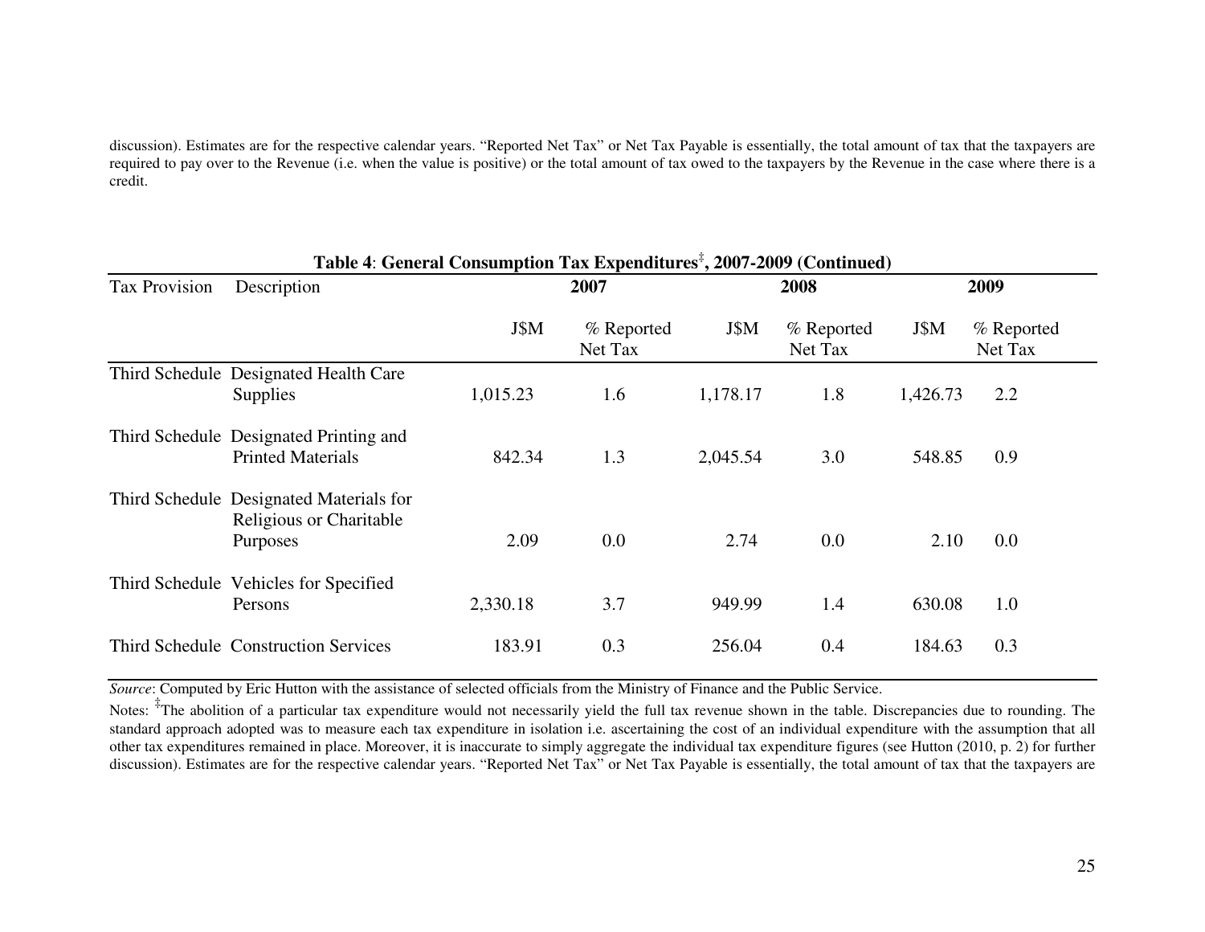discussion). Estimates are for the respective calendar years. "Reported Net Tax" or Net Tax Payable is essentially, the total amount of tax that the taxpayers are required to pay over to the Revenue (i.e. when the value is positive) or the total amount of tax owed to the taxpayers by the Revenue in the case where there is a credit.

**Table 4**: **General Consumption Tax Expenditures‡, 2007-2009 (Continued)**

| Tax Provision | Description | 2007 | | 2008 | | 2009 | |
|---|---|---|---|---|---|---|---|
| | | J$M | % Reported Net Tax | J$M | % Reported Net Tax | J$M | % Reported Net Tax |
| Third Schedule | Designated Health Care Supplies | 1,015.23 | 1.6 | 1,178.17 | 1.8 | 1,426.73 | 2.2 |
| Third Schedule | Designated Printing and Printed Materials | 842.34 | 1.3 | 2,045.54 | 3.0 | 548.85 | 0.9 |
| Third Schedule | Designated Materials for Religious or Charitable Purposes | 2.09 | 0.0 | 2.74 | 0.0 | 2.10 | 0.0 |
| Third Schedule | Vehicles for Specified Persons | 2,330.18 | 3.7 | 949.99 | 1.4 | 630.08 | 1.0 |
| Third Schedule | Construction Services | 183.91 | 0.3 | 256.04 | 0.4 | 184.63 | 0.3 |

*Source*: Computed by Eric Hutton with the assistance of selected officials from the Ministry of Finance and the Public Service.

Notes: ‡The abolition of a particular tax expenditure would not necessarily yield the full tax revenue shown in the table. Discrepancies due to rounding. The standard approach adopted was to measure each tax expenditure in isolation i.e. ascertaining the cost of an individual expenditure with the assumption that all other tax expenditures remained in place. Moreover, it is inaccurate to simply aggregate the individual tax expenditure figures (see Hutton (2010, p. 2) for further discussion). Estimates are for the respective calendar years. "Reported Net Tax" or Net Tax Payable is essentially, the total amount of tax that the taxpayers are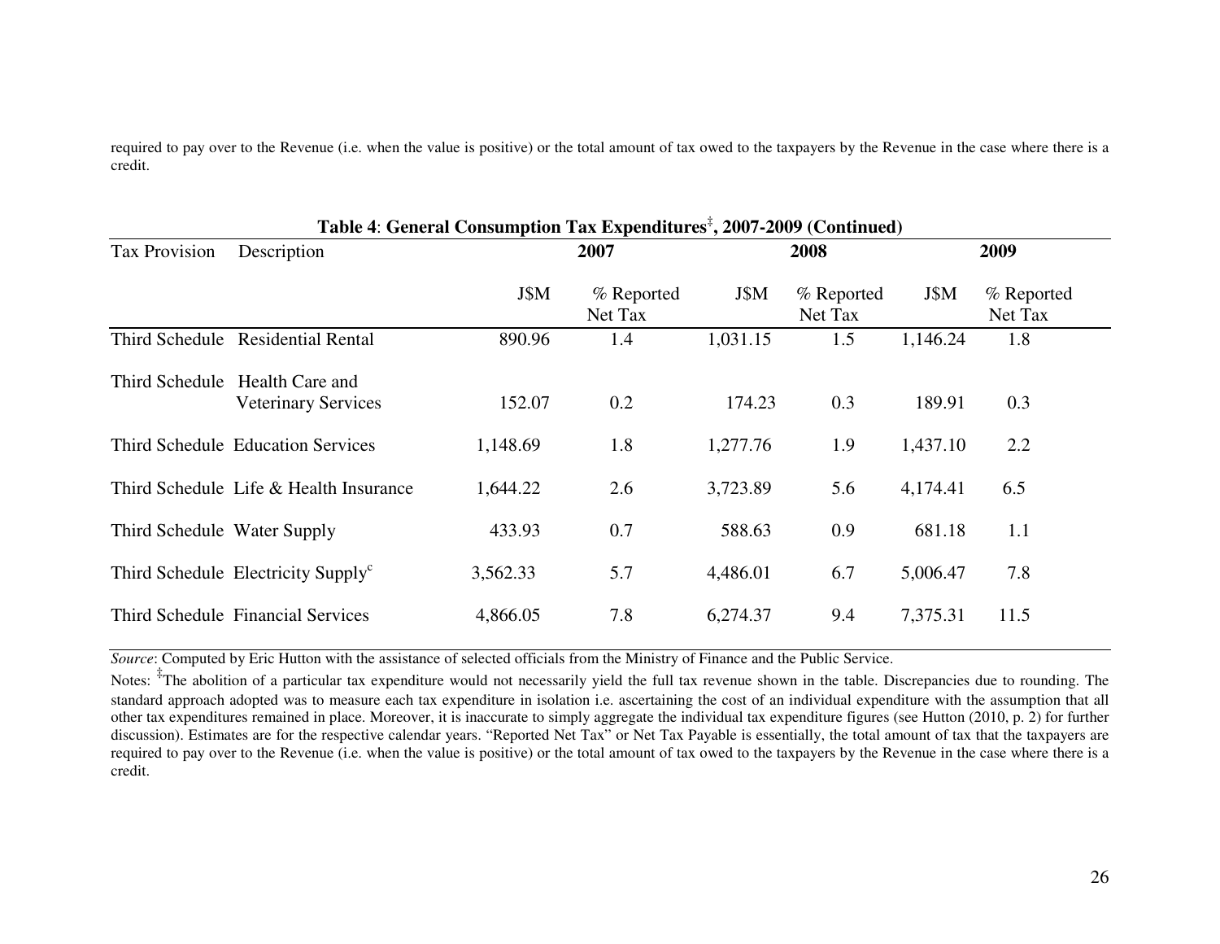required to pay over to the Revenue (i.e. when the value is positive) or the total amount of tax owed to the taxpayers by the Revenue in the case where there is a credit.

**Table 4**: **General Consumption Tax Expenditures[‡], 2007-2009 (Continued)**

| Tax Provision | Description | 2007 | | 2008 | | 2009 | |
|---|---|---|---|---|---|---|---|
| | | J$M | % Reported Net Tax | J$M | % Reported Net Tax | J$M | % Reported Net Tax |
| Third Schedule | Residential Rental | 890.96 | 1.4 | 1,031.15 | 1.5 | 1,146.24 | 1.8 |
| Third Schedule | Health Care and Veterinary Services | 152.07 | 0.2 | 174.23 | 0.3 | 189.91 | 0.3 |
| Third Schedule | Education Services | 1,148.69 | 1.8 | 1,277.76 | 1.9 | 1,437.10 | 2.2 |
| Third Schedule | Life & Health Insurance | 1,644.22 | 2.6 | 3,723.89 | 5.6 | 4,174.41 | 6.5 |
| Third Schedule | Water Supply | 433.93 | 0.7 | 588.63 | 0.9 | 681.18 | 1.1 |
| Third Schedule | Electricity Supply[c] | 3,562.33 | 5.7 | 4,486.01 | 6.7 | 5,006.47 | 7.8 |
| Third Schedule | Financial Services | 4,866.05 | 7.8 | 6,274.37 | 9.4 | 7,375.31 | 11.5 |

*Source*: Computed by Eric Hutton with the assistance of selected officials from the Ministry of Finance and the Public Service.

Notes: [‡]The abolition of a particular tax expenditure would not necessarily yield the full tax revenue shown in the table. Discrepancies due to rounding. The standard approach adopted was to measure each tax expenditure in isolation i.e. ascertaining the cost of an individual expenditure with the assumption that all other tax expenditures remained in place. Moreover, it is inaccurate to simply aggregate the individual tax expenditure figures (see Hutton (2010, p. 2) for further discussion). Estimates are for the respective calendar years. "Reported Net Tax" or Net Tax Payable is essentially, the total amount of tax that the taxpayers are required to pay over to the Revenue (i.e. when the value is positive) or the total amount of tax owed to the taxpayers by the Revenue in the case where there is a credit.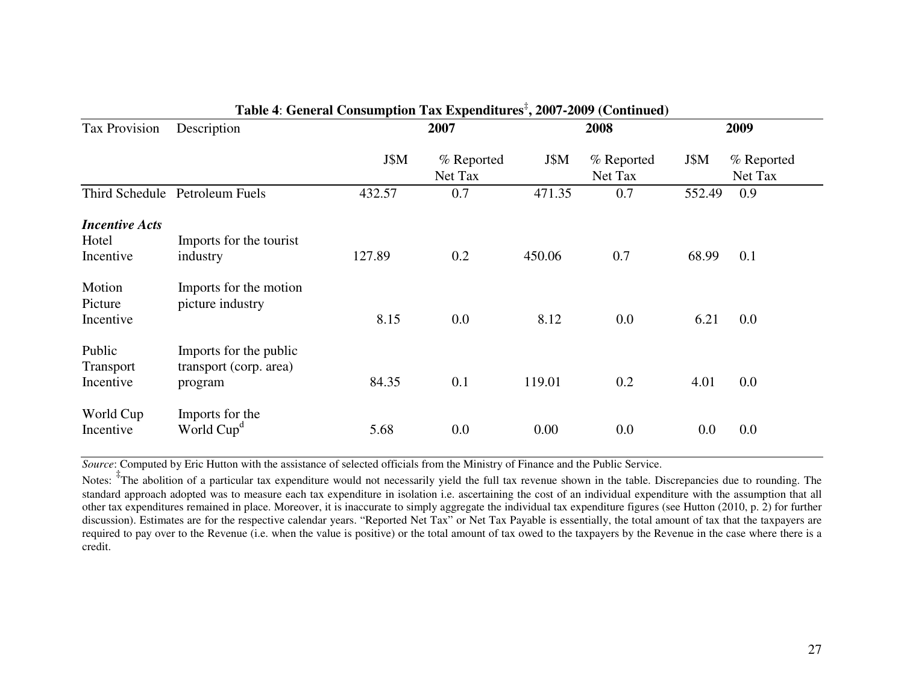**Table 4**: **General Consumption Tax Expenditures‡, 2007-2009 (Continued)**

| Tax Provision | Description | 2007 | | 2008 | | 2009 | |
|---|---|---|---|---|---|---|---|
| | | J$M | % Reported Net Tax | J$M | % Reported Net Tax | J$M | % Reported Net Tax |
| Third Schedule | Petroleum Fuels | 432.57 | 0.7 | 471.35 | 0.7 | 552.49 | 0.9 |
| ***Incentive Acts*** | | | | | | | |
| Hotel Incentive | Imports for the tourist industry | 127.89 | 0.2 | 450.06 | 0.7 | 68.99 | 0.1 |
| Motion Picture Incentive | Imports for the motion picture industry | 8.15 | 0.0 | 8.12 | 0.0 | 6.21 | 0.0 |
| Public Transport Incentive | Imports for the public transport (corp. area) program | 84.35 | 0.1 | 119.01 | 0.2 | 4.01 | 0.0 |
| World Cup Incentive | Imports for the World Cup[d] | 5.68 | 0.0 | 0.00 | 0.0 | 0.0 | 0.0 |

*Source*: Computed by Eric Hutton with the assistance of selected officials from the Ministry of Finance and the Public Service.

Notes: ‡The abolition of a particular tax expenditure would not necessarily yield the full tax revenue shown in the table. Discrepancies due to rounding. The standard approach adopted was to measure each tax expenditure in isolation i.e. ascertaining the cost of an individual expenditure with the assumption that all other tax expenditures remained in place. Moreover, it is inaccurate to simply aggregate the individual tax expenditure figures (see Hutton (2010, p. 2) for further discussion). Estimates are for the respective calendar years. "Reported Net Tax" or Net Tax Payable is essentially, the total amount of tax that the taxpayers are required to pay over to the Revenue (i.e. when the value is positive) or the total amount of tax owed to the taxpayers by the Revenue in the case where there is a credit.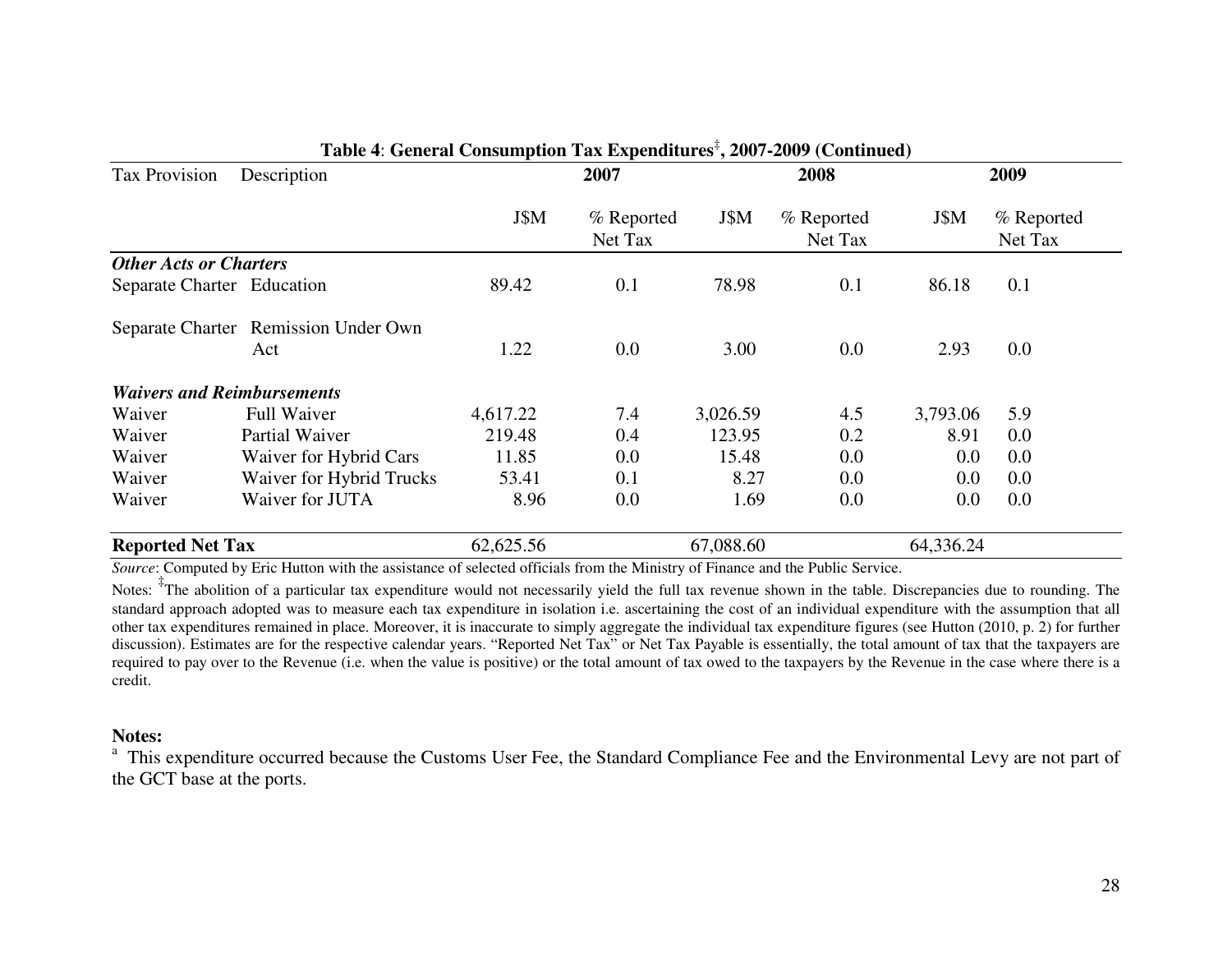**Table 4**: **General Consumption Tax Expenditures[‡], 2007-2009 (Continued)**

| Tax Provision | Description | 2007 | | 2008 | | 2009 | |
|---|---|---|---|---|---|---|---|
| | | J$M | % Reported Net Tax | J$M | % Reported Net Tax | J$M | % Reported Net Tax |
| ***Other Acts or Charters*** | | | | | | | |
| Separate Charter | Education | 89.42 | 0.1 | 78.98 | 0.1 | 86.18 | 0.1 |
| Separate Charter | Remission Under Own Act | 1.22 | 0.0 | 3.00 | 0.0 | 2.93 | 0.0 |
| ***Waivers and Reimbursements*** | | | | | | | |
| Waiver | Full Waiver | 4,617.22 | 7.4 | 3,026.59 | 4.5 | 3,793.06 | 5.9 |
| Waiver | Partial Waiver | 219.48 | 0.4 | 123.95 | 0.2 | 8.91 | 0.0 |
| Waiver | Waiver for Hybrid Cars | 11.85 | 0.0 | 15.48 | 0.0 | 0.0 | 0.0 |
| Waiver | Waiver for Hybrid Trucks | 53.41 | 0.1 | 8.27 | 0.0 | 0.0 | 0.0 |
| Waiver | Waiver for JUTA | 8.96 | 0.0 | 1.69 | 0.0 | 0.0 | 0.0 |
| **Reported Net Tax** | | 62,625.56 | | 67,088.60 | | 64,336.24 | |

*Source*: Computed by Eric Hutton with the assistance of selected officials from the Ministry of Finance and the Public Service.

Notes: [‡]The abolition of a particular tax expenditure would not necessarily yield the full tax revenue shown in the table. Discrepancies due to rounding. The standard approach adopted was to measure each tax expenditure in isolation i.e. ascertaining the cost of an individual expenditure with the assumption that all other tax expenditures remained in place. Moreover, it is inaccurate to simply aggregate the individual tax expenditure figures (see Hutton (2010, p. 2) for further discussion). Estimates are for the respective calendar years. "Reported Net Tax" or Net Tax Payable is essentially, the total amount of tax that the taxpayers are required to pay over to the Revenue (i.e. when the value is positive) or the total amount of tax owed to the taxpayers by the Revenue in the case where there is a credit.

**Notes:**

[a] This expenditure occurred because the Customs User Fee, the Standard Compliance Fee and the Environmental Levy are not part of the GCT base at the ports.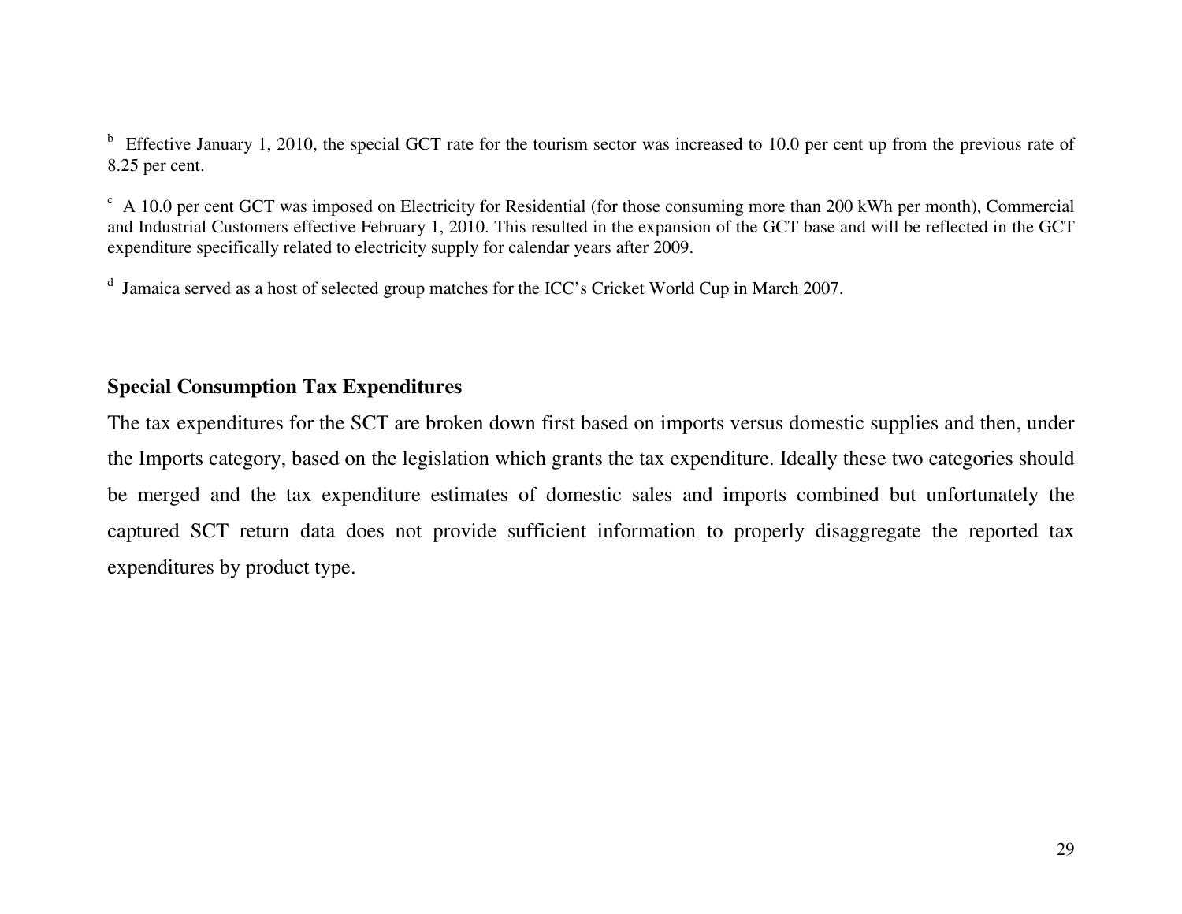[b] Effective January 1, 2010, the special GCT rate for the tourism sector was increased to 10.0 per cent up from the previous rate of 8.25 per cent.

[c] A 10.0 per cent GCT was imposed on Electricity for Residential (for those consuming more than 200 kWh per month), Commercial and Industrial Customers effective February 1, 2010. This resulted in the expansion of the GCT base and will be reflected in the GCT expenditure specifically related to electricity supply for calendar years after 2009.

[d] Jamaica served as a host of selected group matches for the ICC's Cricket World Cup in March 2007.

**Special Consumption Tax Expenditures**

The tax expenditures for the SCT are broken down first based on imports versus domestic supplies and then, under the Imports category, based on the legislation which grants the tax expenditure. Ideally these two categories should be merged and the tax expenditure estimates of domestic sales and imports combined but unfortunately the captured SCT return data does not provide sufficient information to properly disaggregate the reported tax expenditures by product type.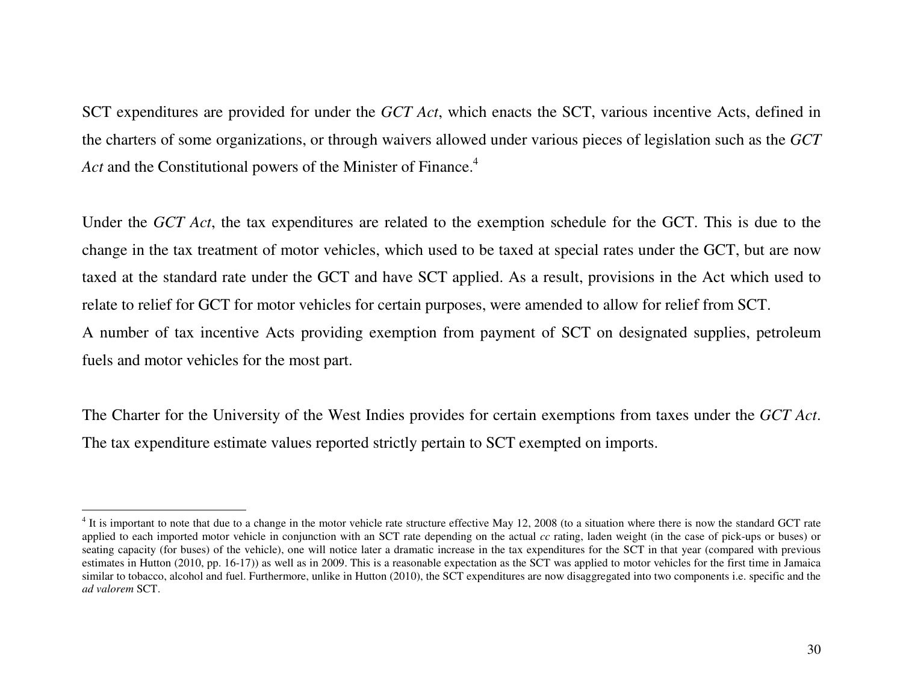SCT expenditures are provided for under the *GCT Act*, which enacts the SCT, various incentive Acts, defined in the charters of some organizations, or through waivers allowed under various pieces of legislation such as the *GCT Act* and the Constitutional powers of the Minister of Finance.[4]

Under the *GCT Act*, the tax expenditures are related to the exemption schedule for the GCT. This is due to the change in the tax treatment of motor vehicles, which used to be taxed at special rates under the GCT, but are now taxed at the standard rate under the GCT and have SCT applied. As a result, provisions in the Act which used to relate to relief for GCT for motor vehicles for certain purposes, were amended to allow for relief from SCT.

A number of tax incentive Acts providing exemption from payment of SCT on designated supplies, petroleum fuels and motor vehicles for the most part.

The Charter for the University of the West Indies provides for certain exemptions from taxes under the *GCT Act*. The tax expenditure estimate values reported strictly pertain to SCT exempted on imports.

---

[4] It is important to note that due to a change in the motor vehicle rate structure effective May 12, 2008 (to a situation where there is now the standard GCT rate applied to each imported motor vehicle in conjunction with an SCT rate depending on the actual *cc* rating, laden weight (in the case of pick-ups or buses) or seating capacity (for buses) of the vehicle), one will notice later a dramatic increase in the tax expenditures for the SCT in that year (compared with previous estimates in Hutton (2010, pp. 16-17)) as well as in 2009. This is a reasonable expectation as the SCT was applied to motor vehicles for the first time in Jamaica similar to tobacco, alcohol and fuel. Furthermore, unlike in Hutton (2010), the SCT expenditures are now disaggregated into two components i.e. specific and the *ad valorem* SCT.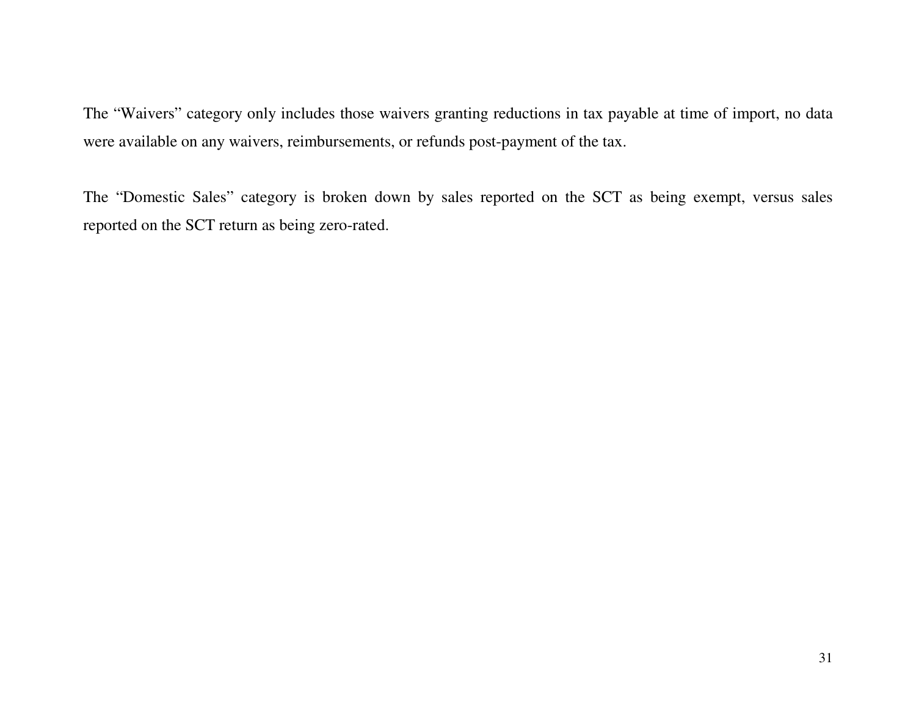The “Waivers” category only includes those waivers granting reductions in tax payable at time of import, no data were available on any waivers, reimbursements, or refunds post-payment of the tax.

The “Domestic Sales” category is broken down by sales reported on the SCT as being exempt, versus sales reported on the SCT return as being zero-rated.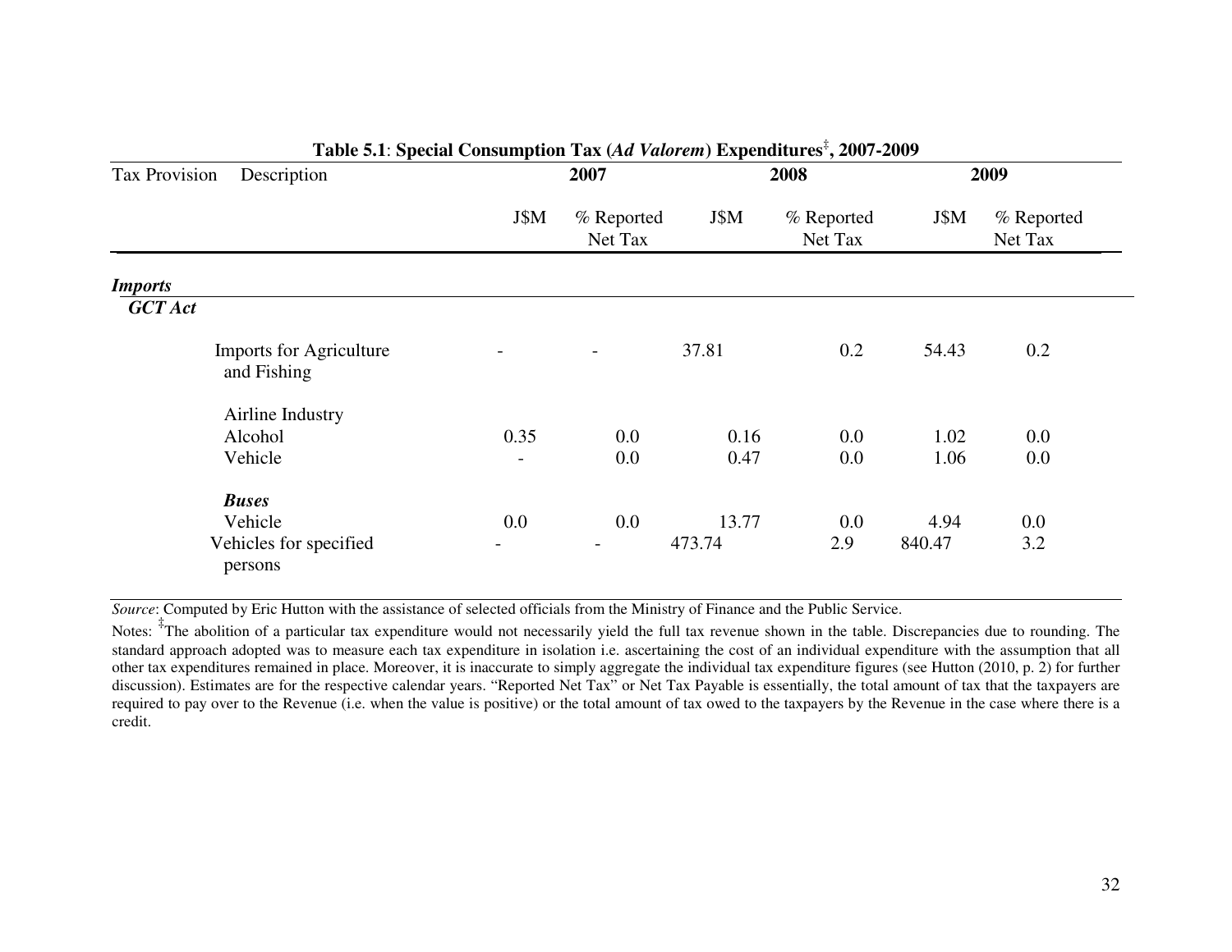**Table 5.1**: **Special Consumption Tax (*Ad Valorem*) Expenditures**[‡], **2007-2009**

| Tax Provision | Description | 2007 | | 2008 | | 2009 | |
|---|---|---|---|---|---|---|---|
| | | J$M | % Reported Net Tax | J$M | % Reported Net Tax | J$M | % Reported Net Tax |
| ***Imports*** | | | | | | | |
| ***GCT Act*** | | | | | | | |
| | Imports for Agriculture and Fishing | - | - | 37.81 | 0.2 | 54.43 | 0.2 |
| | Airline Industry | | | | | | |
| | Alcohol | 0.35 | 0.0 | 0.16 | 0.0 | 1.02 | 0.0 |
| | Vehicle | - | 0.0 | 0.47 | 0.0 | 1.06 | 0.0 |
| | ***Buses*** | | | | | | |
| | Vehicle | 0.0 | 0.0 | 13.77 | 0.0 | 4.94 | 0.0 |
| | Vehicles for specified persons | - | - | 473.74 | 2.9 | 840.47 | 3.2 |

*Source*: Computed by Eric Hutton with the assistance of selected officials from the Ministry of Finance and the Public Service.

Notes: [‡]The abolition of a particular tax expenditure would not necessarily yield the full tax revenue shown in the table. Discrepancies due to rounding. The standard approach adopted was to measure each tax expenditure in isolation i.e. ascertaining the cost of an individual expenditure with the assumption that all other tax expenditures remained in place. Moreover, it is inaccurate to simply aggregate the individual tax expenditure figures (see Hutton (2010, p. 2) for further discussion). Estimates are for the respective calendar years. "Reported Net Tax" or Net Tax Payable is essentially, the total amount of tax that the taxpayers are required to pay over to the Revenue (i.e. when the value is positive) or the total amount of tax owed to the taxpayers by the Revenue in the case where there is a credit.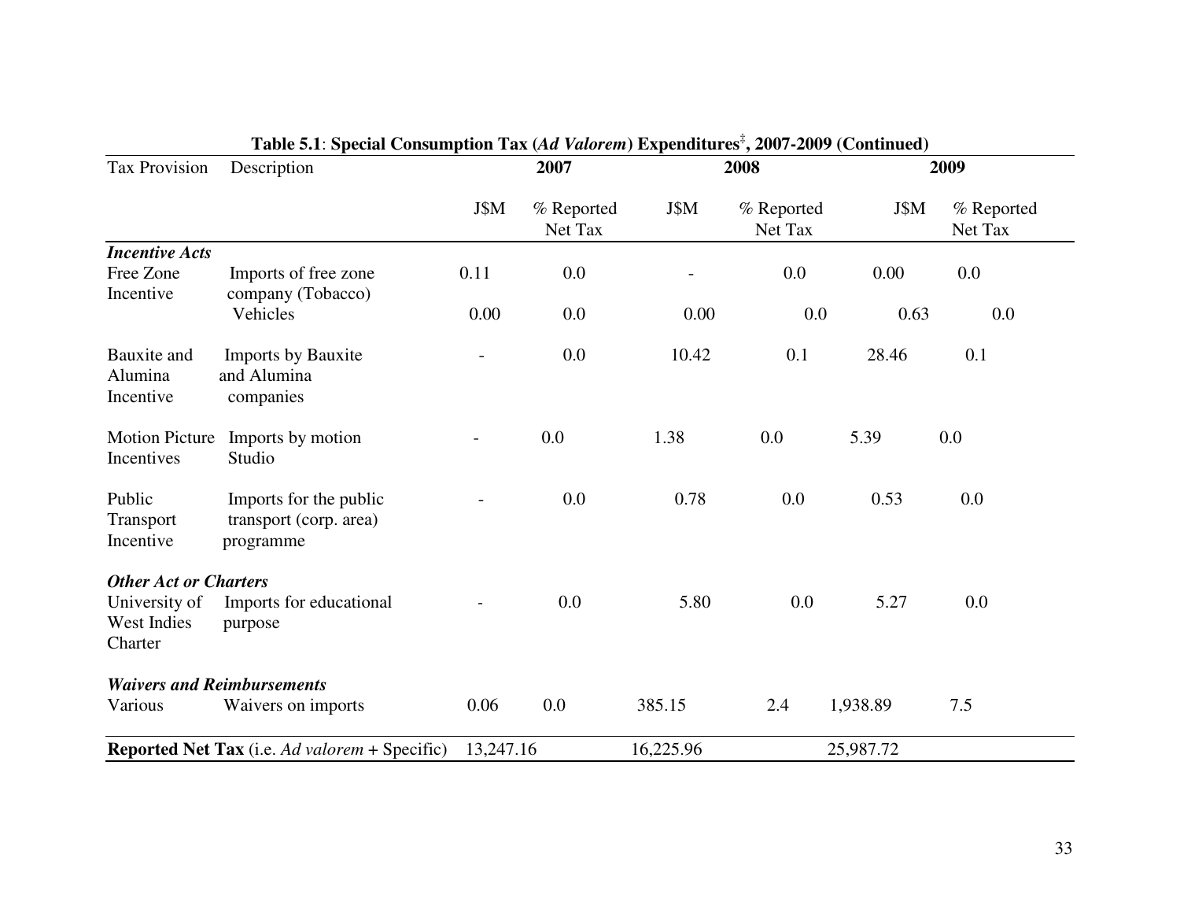**Table 5.1**: **Special Consumption Tax (*Ad Valorem*) Expenditures[‡], 2007-2009 (Continued)**

| Tax Provision | Description | 2007 | | 2008 | | 2009 | |
|---|---|---|---|---|---|---|---|
| | | J$M | % Reported Net Tax | J$M | % Reported Net Tax | J$M | % Reported Net Tax |
| ***Incentive Acts*** | | | | | | | |
| Free Zone Incentive | Imports of free zone company (Tobacco) | 0.11 | 0.0 | - | 0.0 | 0.00 | 0.0 |
| | Vehicles | 0.00 | 0.0 | 0.00 | 0.0 | 0.63 | 0.0 |
| Bauxite and Alumina Incentive | Imports by Bauxite and Alumina companies | - | 0.0 | 10.42 | 0.1 | 28.46 | 0.1 |
| Motion Picture Incentives | Imports by motion Studio | - | 0.0 | 1.38 | 0.0 | 5.39 | 0.0 |
| Public Transport Incentive | Imports for the public transport (corp. area) programme | - | 0.0 | 0.78 | 0.0 | 0.53 | 0.0 |
| ***Other Act or Charters*** | | | | | | | |
| University of West Indies Charter | Imports for educational purpose | - | 0.0 | 5.80 | 0.0 | 5.27 | 0.0 |
| ***Waivers and Reimbursements*** | | | | | | | |
| Various | Waivers on imports | 0.06 | 0.0 | 385.15 | 2.4 | 1,938.89 | 7.5 |
| **Reported Net Tax** (i.e. *Ad valorem* + Specific) | | 13,247.16 | | 16,225.96 | | 25,987.72 | |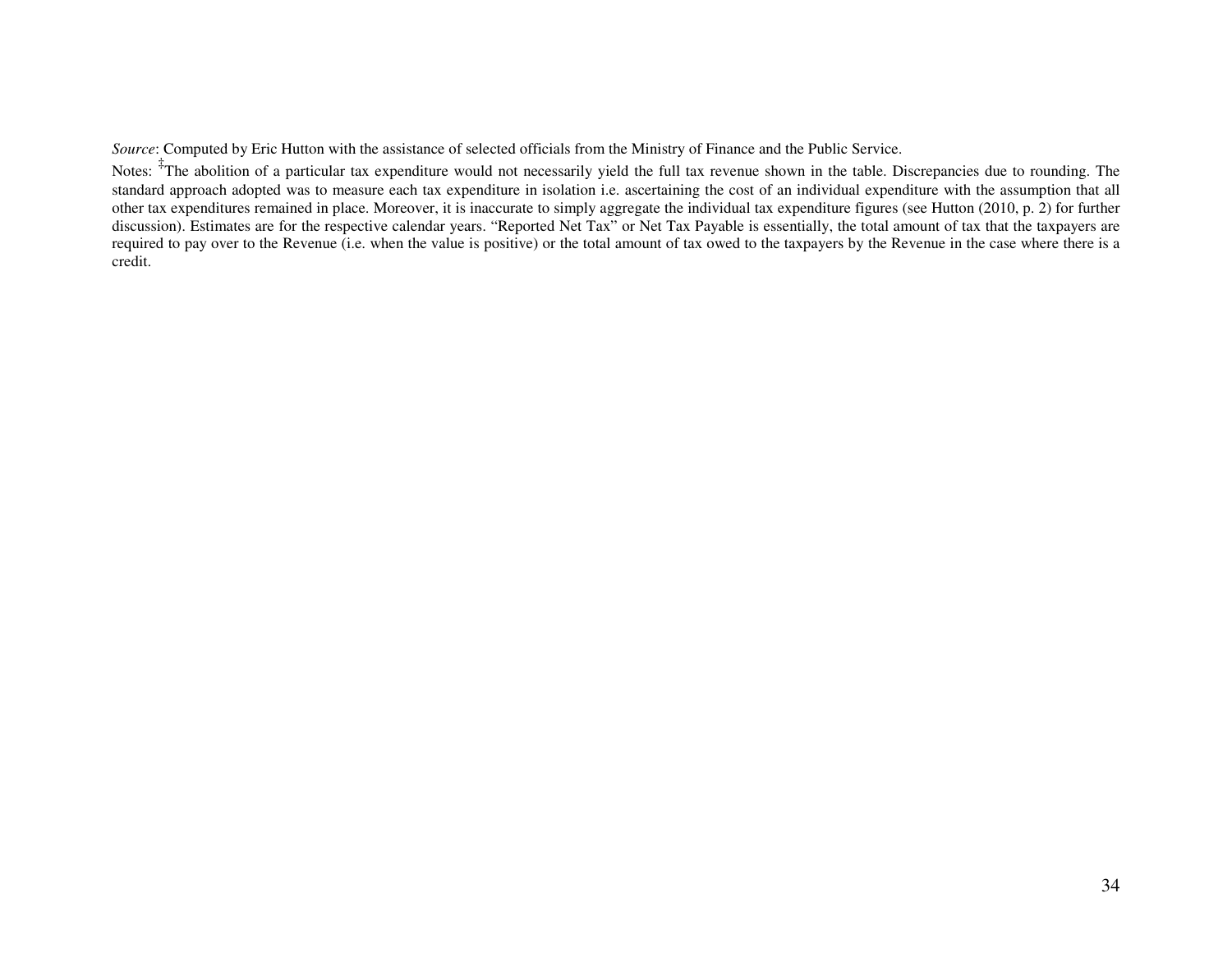*Source*: Computed by Eric Hutton with the assistance of selected officials from the Ministry of Finance and the Public Service.

Notes: ‡The abolition of a particular tax expenditure would not necessarily yield the full tax revenue shown in the table. Discrepancies due to rounding. The standard approach adopted was to measure each tax expenditure in isolation i.e. ascertaining the cost of an individual expenditure with the assumption that all other tax expenditures remained in place. Moreover, it is inaccurate to simply aggregate the individual tax expenditure figures (see Hutton (2010, p. 2) for further discussion). Estimates are for the respective calendar years. "Reported Net Tax" or Net Tax Payable is essentially, the total amount of tax that the taxpayers are required to pay over to the Revenue (i.e. when the value is positive) or the total amount of tax owed to the taxpayers by the Revenue in the case where there is a credit.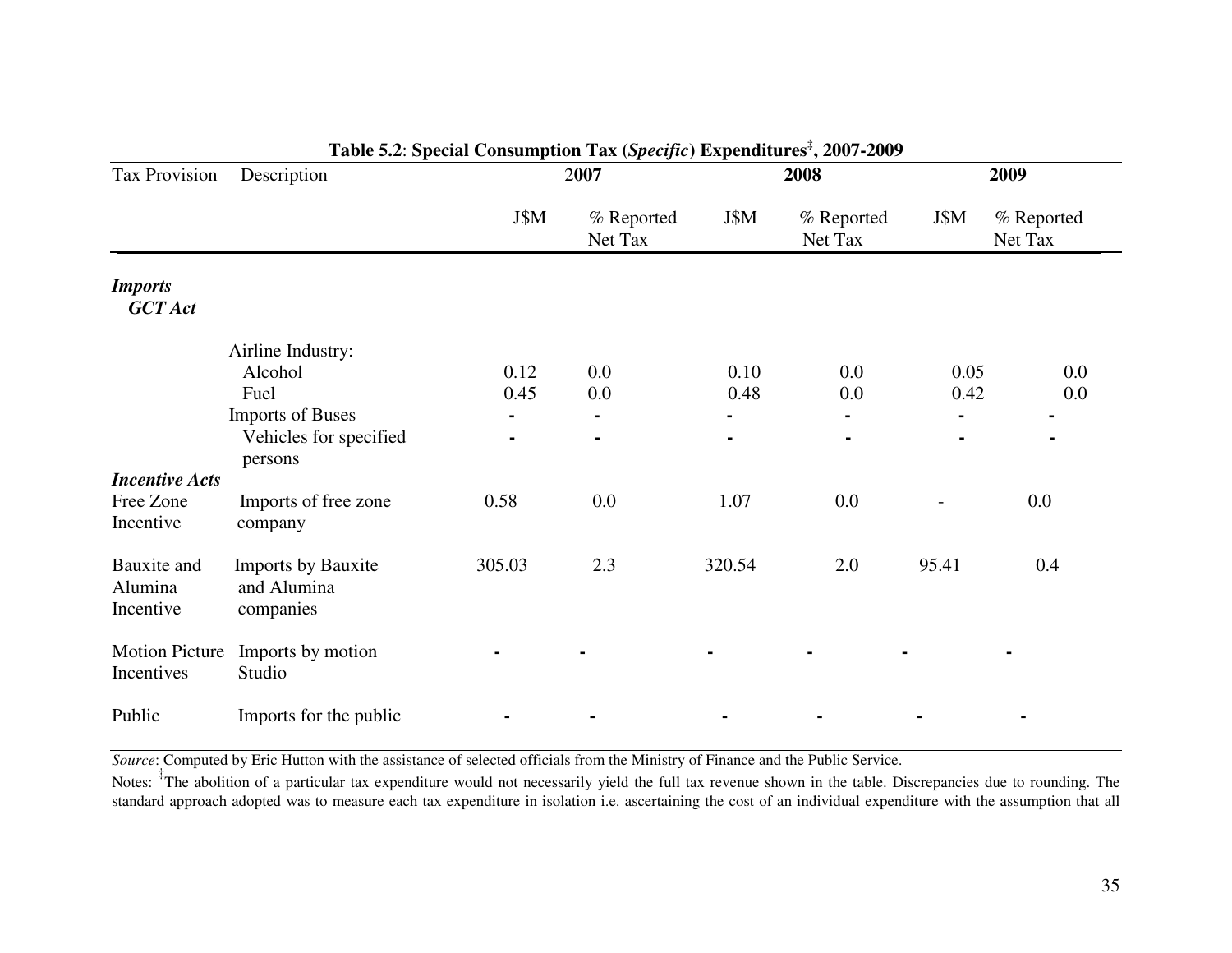**Table 5.2**: **Special Consumption Tax (*Specific*) Expenditures[‡], 2007-2009**

| Tax Provision | Description | 2007 | | 2008 | | 2009 | |
|---|---|---|---|---|---|---|---|
| | | J$M | % Reported Net Tax | J$M | % Reported Net Tax | J$M | % Reported Net Tax |
| ***Imports*** | | | | | | | |
| ***GCT Act*** | | | | | | | |
| | Airline Industry: | | | | | | |
| | Alcohol | 0.12 | 0.0 | 0.10 | 0.0 | 0.05 | 0.0 |
| | Fuel | 0.45 | 0.0 | 0.48 | 0.0 | 0.42 | 0.0 |
| | Imports of Buses | - | - | - | - | - | - |
| | Vehicles for specified persons | - | - | - | - | - | - |
| ***Incentive Acts*** | | | | | | | |
| Free Zone Incentive | Imports of free zone company | 0.58 | 0.0 | 1.07 | 0.0 | - | 0.0 |
| Bauxite and Alumina Incentive | Imports by Bauxite and Alumina companies | 305.03 | 2.3 | 320.54 | 2.0 | 95.41 | 0.4 |
| Motion Picture Incentives | Imports by motion Studio | - | - | - | - | - | - |
| Public | Imports for the public | - | - | - | - | - | - |

*Source*: Computed by Eric Hutton with the assistance of selected officials from the Ministry of Finance and the Public Service.

Notes: [‡]The abolition of a particular tax expenditure would not necessarily yield the full tax revenue shown in the table. Discrepancies due to rounding. The standard approach adopted was to measure each tax expenditure in isolation i.e. ascertaining the cost of an individual expenditure with the assumption that all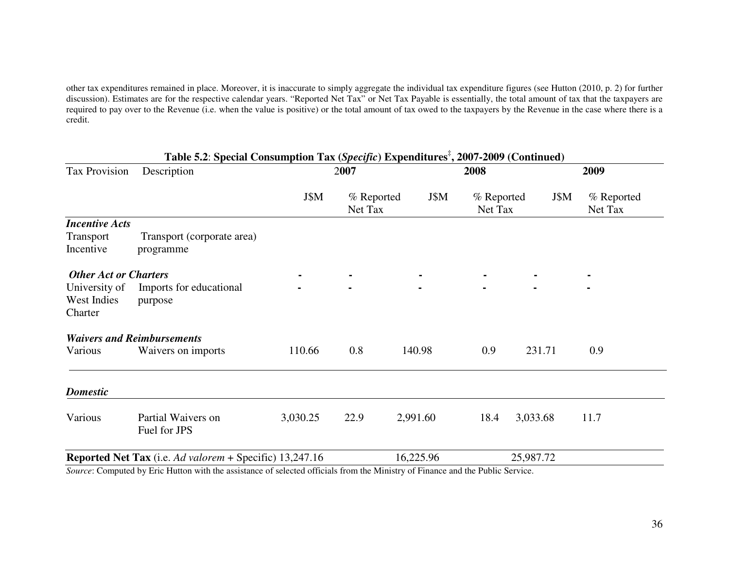other tax expenditures remained in place. Moreover, it is inaccurate to simply aggregate the individual tax expenditure figures (see Hutton (2010, p. 2) for further discussion). Estimates are for the respective calendar years. "Reported Net Tax" or Net Tax Payable is essentially, the total amount of tax that the taxpayers are required to pay over to the Revenue (i.e. when the value is positive) or the total amount of tax owed to the taxpayers by the Revenue in the case where there is a credit.

**Table 5.2**: **Special Consumption Tax (*Specific*) Expenditures[‡], 2007-2009 (Continued)**

| Tax Provision | Description | 2007 | | 2008 | | 2009 | |
|---|---|---|---|---|---|---|---|
| | | J$M | % Reported Net Tax | J$M | % Reported Net Tax | J$M | % Reported Net Tax |
| ***Incentive Acts*** | | | | | | | |
| Transport Incentive | Transport (corporate area) programme | | | | | | |
| ***Other Act or Charters*** | | - | - | - | - | - | - |
| University of West Indies Charter | Imports for educational purpose | - | - | - | - | - | - |
| ***Waivers and Reimbursements*** | | | | | | | |
| Various | Waivers on imports | 110.66 | 0.8 | 140.98 | 0.9 | 231.71 | 0.9 |
| ***Domestic*** | | | | | | | |
| Various | Partial Waivers on Fuel for JPS | 3,030.25 | 22.9 | 2,991.60 | 18.4 | 3,033.68 | 11.7 |
| **Reported Net Tax** (i.e. *Ad valorem* + Specific) | | 13,247.16 | | 16,225.96 | | 25,987.72 | |

*Source*: Computed by Eric Hutton with the assistance of selected officials from the Ministry of Finance and the Public Service.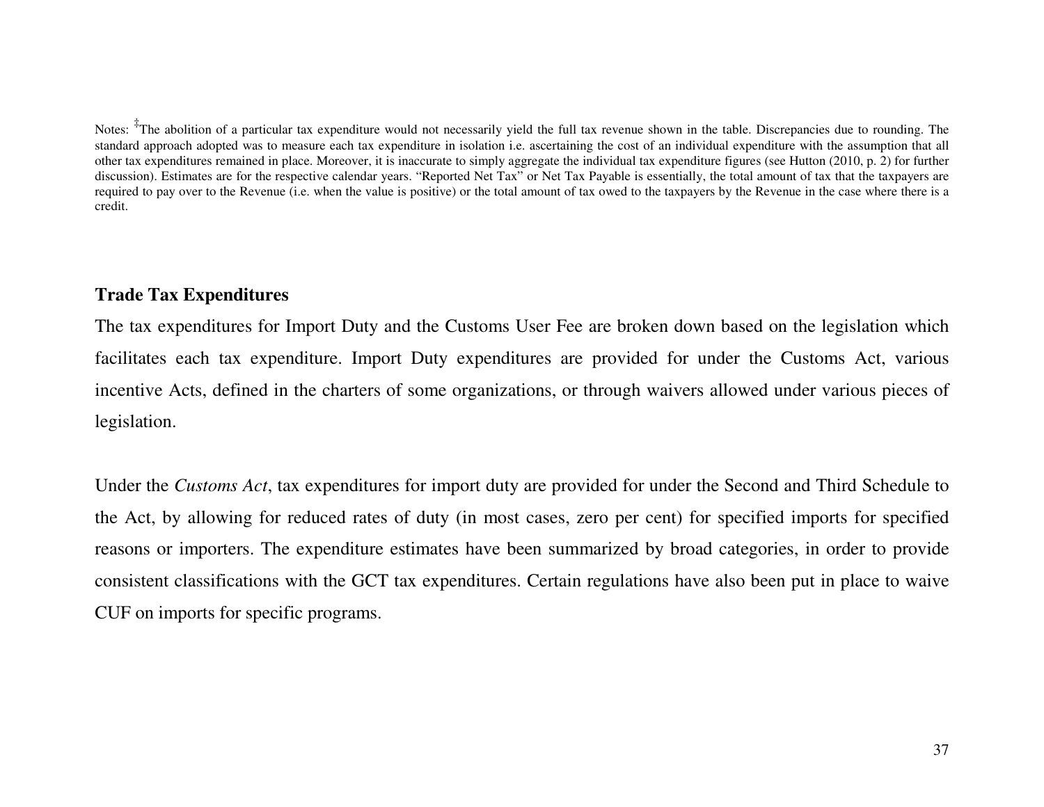Notes: [‡]The abolition of a particular tax expenditure would not necessarily yield the full tax revenue shown in the table. Discrepancies due to rounding. The standard approach adopted was to measure each tax expenditure in isolation i.e. ascertaining the cost of an individual expenditure with the assumption that all other tax expenditures remained in place. Moreover, it is inaccurate to simply aggregate the individual tax expenditure figures (see Hutton (2010, p. 2) for further discussion). Estimates are for the respective calendar years. "Reported Net Tax" or Net Tax Payable is essentially, the total amount of tax that the taxpayers are required to pay over to the Revenue (i.e. when the value is positive) or the total amount of tax owed to the taxpayers by the Revenue in the case where there is a credit.

## Trade Tax Expenditures

The tax expenditures for Import Duty and the Customs User Fee are broken down based on the legislation which facilitates each tax expenditure. Import Duty expenditures are provided for under the Customs Act, various incentive Acts, defined in the charters of some organizations, or through waivers allowed under various pieces of legislation.

Under the *Customs Act*, tax expenditures for import duty are provided for under the Second and Third Schedule to the Act, by allowing for reduced rates of duty (in most cases, zero per cent) for specified imports for specified reasons or importers. The expenditure estimates have been summarized by broad categories, in order to provide consistent classifications with the GCT tax expenditures. Certain regulations have also been put in place to waive CUF on imports for specific programs.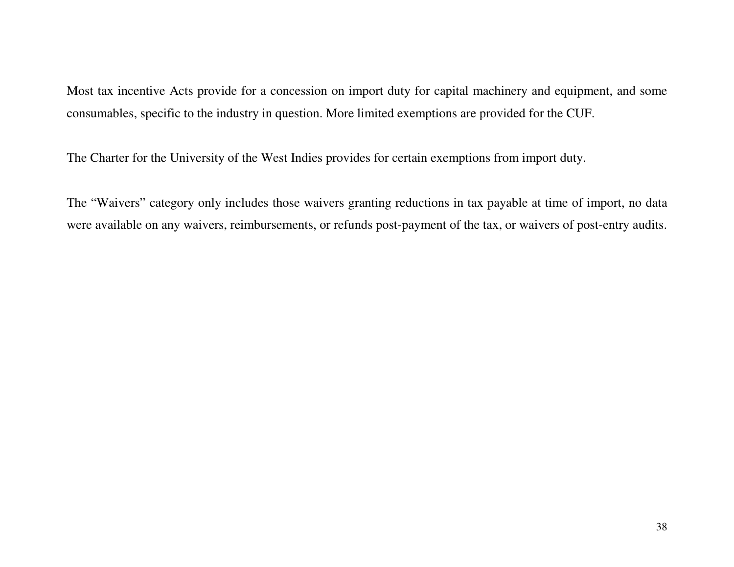Most tax incentive Acts provide for a concession on import duty for capital machinery and equipment, and some consumables, specific to the industry in question. More limited exemptions are provided for the CUF.

The Charter for the University of the West Indies provides for certain exemptions from import duty.

The "Waivers" category only includes those waivers granting reductions in tax payable at time of import, no data were available on any waivers, reimbursements, or refunds post-payment of the tax, or waivers of post-entry audits.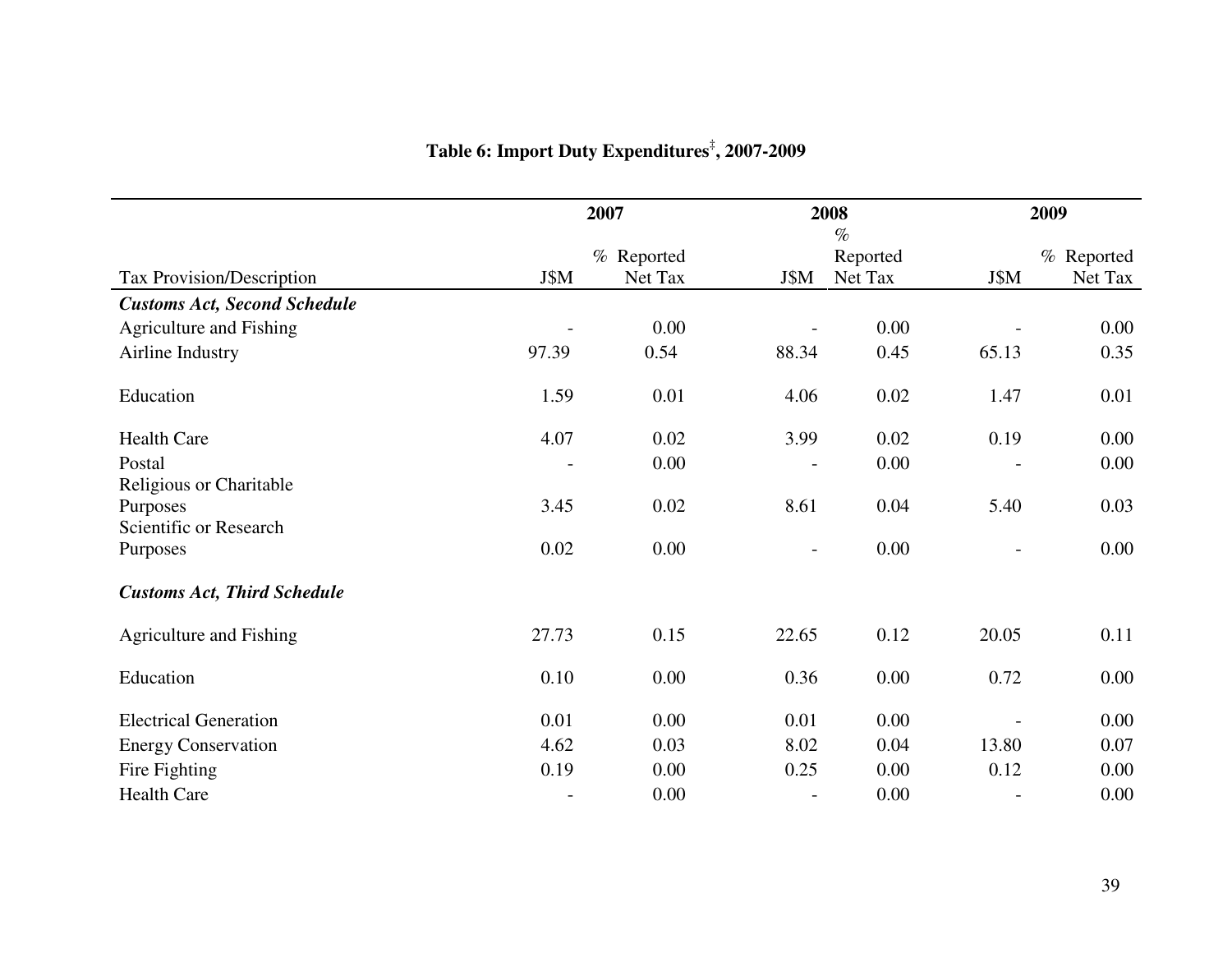**Table 6: Import Duty Expenditures‡, 2007-2009**

| Tax Provision/Description | 2007 J$M | 2007 % Reported Net Tax | 2008 J$M | 2008 % Reported Net Tax | 2009 J$M | 2009 % Reported Net Tax |
|---|---|---|---|---|---|---|
| ***Customs Act, Second Schedule*** | | | | | | |
| Agriculture and Fishing | - | 0.00 | - | 0.00 | - | 0.00 |
| Airline Industry | 97.39 | 0.54 | 88.34 | 0.45 | 65.13 | 0.35 |
| Education | 1.59 | 0.01 | 4.06 | 0.02 | 1.47 | 0.01 |
| Health Care | 4.07 | 0.02 | 3.99 | 0.02 | 0.19 | 0.00 |
| Postal | - | 0.00 | - | 0.00 | - | 0.00 |
| Religious or Charitable Purposes | 3.45 | 0.02 | 8.61 | 0.04 | 5.40 | 0.03 |
| Scientific or Research Purposes | 0.02 | 0.00 | - | 0.00 | - | 0.00 |
| ***Customs Act, Third Schedule*** | | | | | | |
| Agriculture and Fishing | 27.73 | 0.15 | 22.65 | 0.12 | 20.05 | 0.11 |
| Education | 0.10 | 0.00 | 0.36 | 0.00 | 0.72 | 0.00 |
| Electrical Generation | 0.01 | 0.00 | 0.01 | 0.00 | - | 0.00 |
| Energy Conservation | 4.62 | 0.03 | 8.02 | 0.04 | 13.80 | 0.07 |
| Fire Fighting | 0.19 | 0.00 | 0.25 | 0.00 | 0.12 | 0.00 |
| Health Care | - | 0.00 | - | 0.00 | - | 0.00 |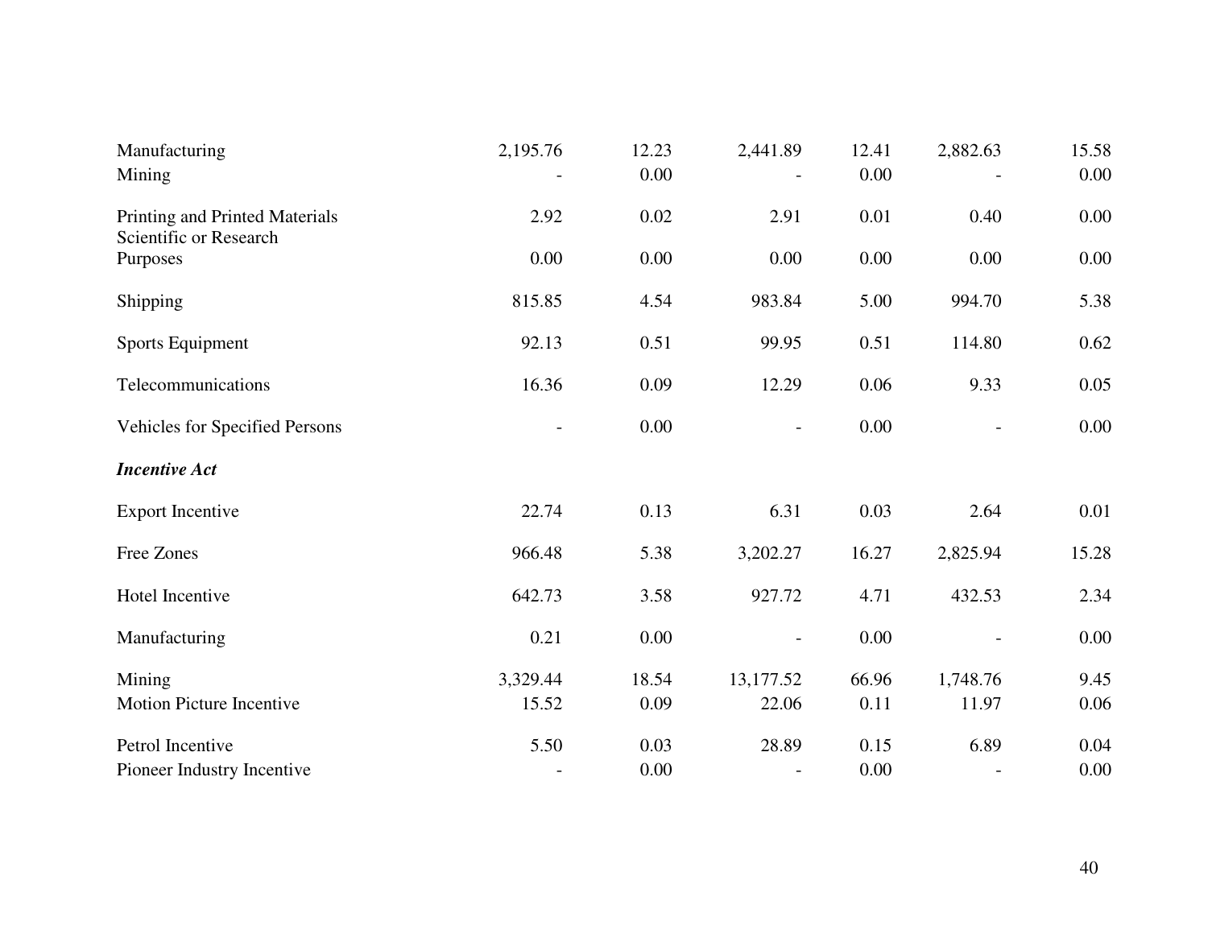| | | | | | | |
|---|---|---|---|---|---|---|
| Manufacturing | 2,195.76 | 12.23 | 2,441.89 | 12.41 | 2,882.63 | 15.58 |
| Mining | - | 0.00 | - | 0.00 | - | 0.00 |
| Printing and Printed Materials | 2.92 | 0.02 | 2.91 | 0.01 | 0.40 | 0.00 |
| Scientific or Research Purposes | 0.00 | 0.00 | 0.00 | 0.00 | 0.00 | 0.00 |
| Shipping | 815.85 | 4.54 | 983.84 | 5.00 | 994.70 | 5.38 |
| Sports Equipment | 92.13 | 0.51 | 99.95 | 0.51 | 114.80 | 0.62 |
| Telecommunications | 16.36 | 0.09 | 12.29 | 0.06 | 9.33 | 0.05 |
| Vehicles for Specified Persons | - | 0.00 | - | 0.00 | - | 0.00 |
| ***Incentive Act*** | | | | | | |
| Export Incentive | 22.74 | 0.13 | 6.31 | 0.03 | 2.64 | 0.01 |
| Free Zones | 966.48 | 5.38 | 3,202.27 | 16.27 | 2,825.94 | 15.28 |
| Hotel Incentive | 642.73 | 3.58 | 927.72 | 4.71 | 432.53 | 2.34 |
| Manufacturing | 0.21 | 0.00 | - | 0.00 | - | 0.00 |
| Mining | 3,329.44 | 18.54 | 13,177.52 | 66.96 | 1,748.76 | 9.45 |
| Motion Picture Incentive | 15.52 | 0.09 | 22.06 | 0.11 | 11.97 | 0.06 |
| Petrol Incentive | 5.50 | 0.03 | 28.89 | 0.15 | 6.89 | 0.04 |
| Pioneer Industry Incentive | - | 0.00 | - | 0.00 | - | 0.00 |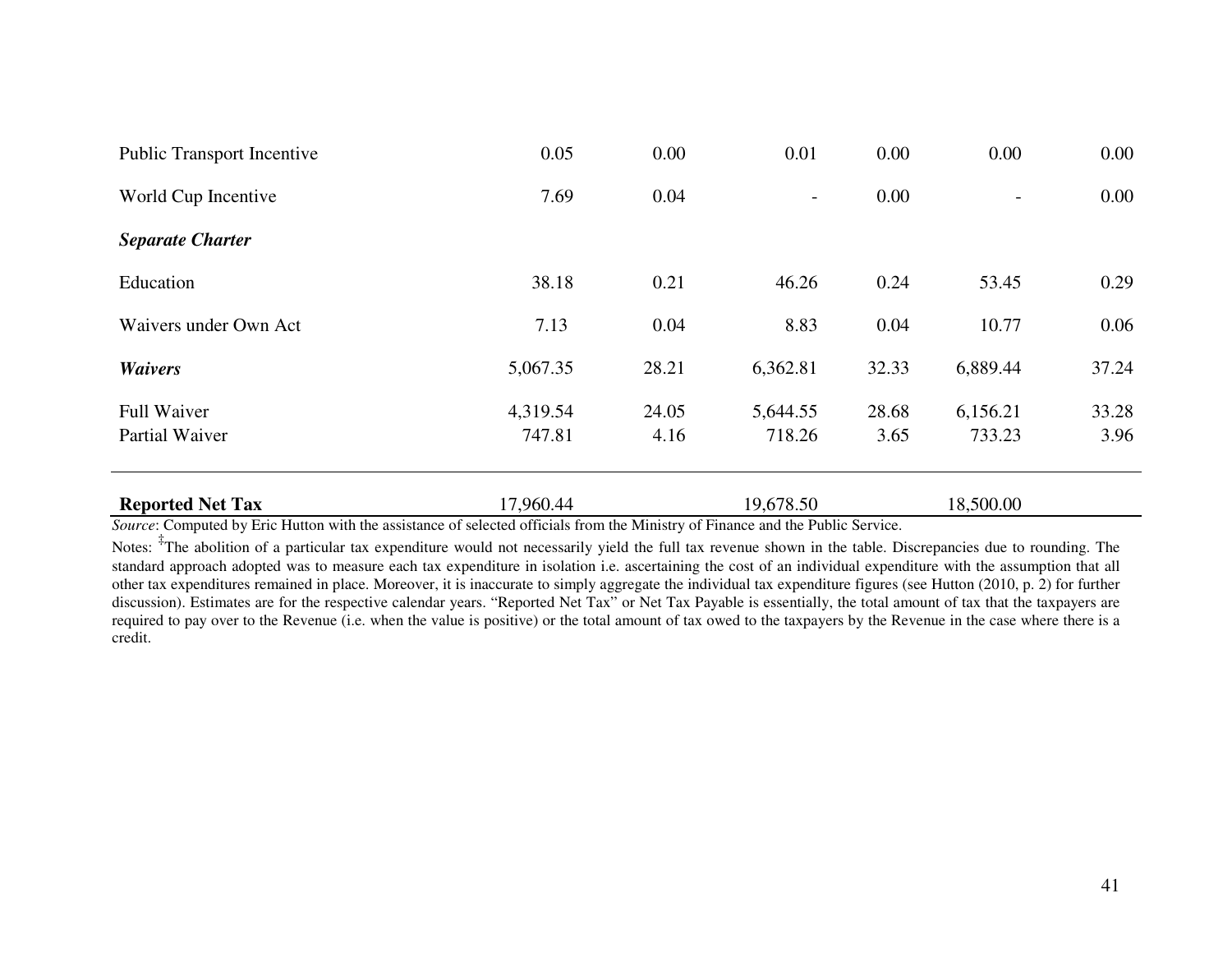| | | | | | | |
|---|---|---|---|---|---|---|
| Public Transport Incentive | 0.05 | 0.00 | 0.01 | 0.00 | 0.00 | 0.00 |
| World Cup Incentive | 7.69 | 0.04 | - | 0.00 | - | 0.00 |
| ***Separate Charter*** | | | | | | |
| Education | 38.18 | 0.21 | 46.26 | 0.24 | 53.45 | 0.29 |
| Waivers under Own Act | 7.13 | 0.04 | 8.83 | 0.04 | 10.77 | 0.06 |
| ***Waivers*** | 5,067.35 | 28.21 | 6,362.81 | 32.33 | 6,889.44 | 37.24 |
| Full Waiver | 4,319.54 | 24.05 | 5,644.55 | 28.68 | 6,156.21 | 33.28 |
| Partial Waiver | 747.81 | 4.16 | 718.26 | 3.65 | 733.23 | 3.96 |
| **Reported Net Tax** | 17,960.44 | | 19,678.50 | | 18,500.00 | |

*Source*: Computed by Eric Hutton with the assistance of selected officials from the Ministry of Finance and the Public Service.

Notes: ‡The abolition of a particular tax expenditure would not necessarily yield the full tax revenue shown in the table. Discrepancies due to rounding. The standard approach adopted was to measure each tax expenditure in isolation i.e. ascertaining the cost of an individual expenditure with the assumption that all other tax expenditures remained in place. Moreover, it is inaccurate to simply aggregate the individual tax expenditure figures (see Hutton (2010, p. 2) for further discussion). Estimates are for the respective calendar years. "Reported Net Tax" or Net Tax Payable is essentially, the total amount of tax that the taxpayers are required to pay over to the Revenue (i.e. when the value is positive) or the total amount of tax owed to the taxpayers by the Revenue in the case where there is a credit.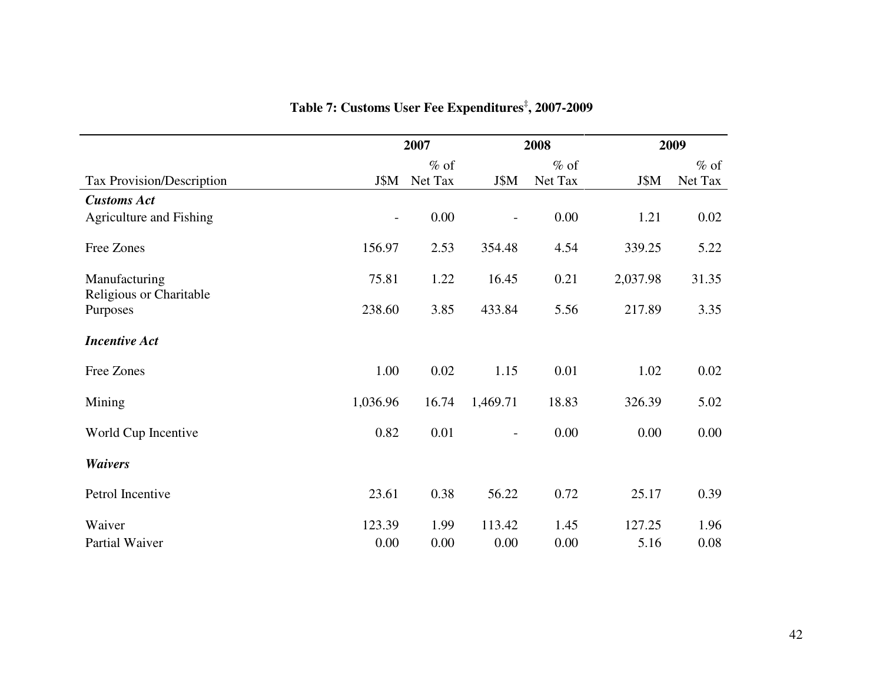**Table 7: Customs User Fee Expenditures‡, 2007-2009**

| | 2007 | | 2008 | | 2009 | |
|---|---|---|---|---|---|---|
| Tax Provision/Description | J$M | % of Net Tax | J$M | % of Net Tax | J$M | % of Net Tax |
| ***Customs Act*** | | | | | | |
| Agriculture and Fishing | - | 0.00 | - | 0.00 | 1.21 | 0.02 |
| Free Zones | 156.97 | 2.53 | 354.48 | 4.54 | 339.25 | 5.22 |
| Manufacturing | 75.81 | 1.22 | 16.45 | 0.21 | 2,037.98 | 31.35 |
| Religious or Charitable Purposes | 238.60 | 3.85 | 433.84 | 5.56 | 217.89 | 3.35 |
| ***Incentive Act*** | | | | | | |
| Free Zones | 1.00 | 0.02 | 1.15 | 0.01 | 1.02 | 0.02 |
| Mining | 1,036.96 | 16.74 | 1,469.71 | 18.83 | 326.39 | 5.02 |
| World Cup Incentive | 0.82 | 0.01 | - | 0.00 | 0.00 | 0.00 |
| ***Waivers*** | | | | | | |
| Petrol Incentive | 23.61 | 0.38 | 56.22 | 0.72 | 25.17 | 0.39 |
| Waiver | 123.39 | 1.99 | 113.42 | 1.45 | 127.25 | 1.96 |
| Partial Waiver | 0.00 | 0.00 | 0.00 | 0.00 | 5.16 | 0.08 |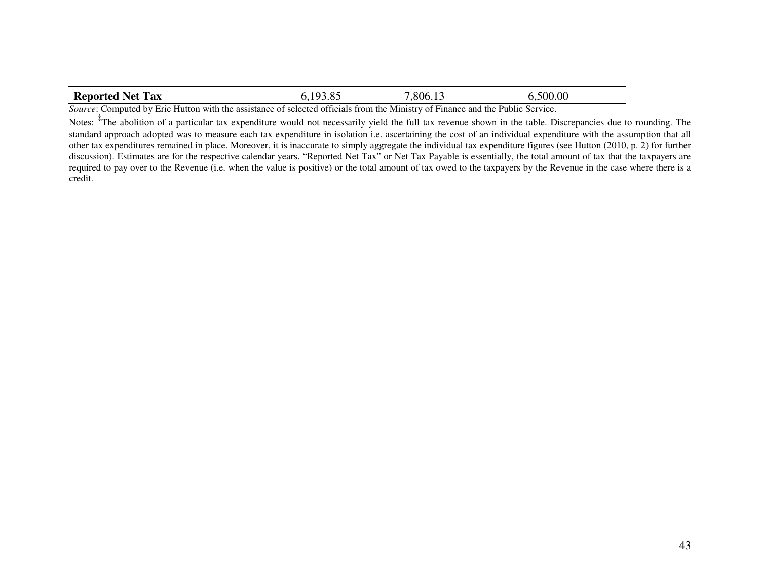| | | | |
|---|---|---|---|
| **Reported Net Tax** | 6,193.85 | 7,806.13 | 6,500.00 |

*Source*: Computed by Eric Hutton with the assistance of selected officials from the Ministry of Finance and the Public Service.

Notes: [‡]The abolition of a particular tax expenditure would not necessarily yield the full tax revenue shown in the table. Discrepancies due to rounding. The standard approach adopted was to measure each tax expenditure in isolation i.e. ascertaining the cost of an individual expenditure with the assumption that all other tax expenditures remained in place. Moreover, it is inaccurate to simply aggregate the individual tax expenditure figures (see Hutton (2010, p. 2) for further discussion). Estimates are for the respective calendar years. "Reported Net Tax" or Net Tax Payable is essentially, the total amount of tax that the taxpayers are required to pay over to the Revenue (i.e. when the value is positive) or the total amount of tax owed to the taxpayers by the Revenue in the case where there is a credit.